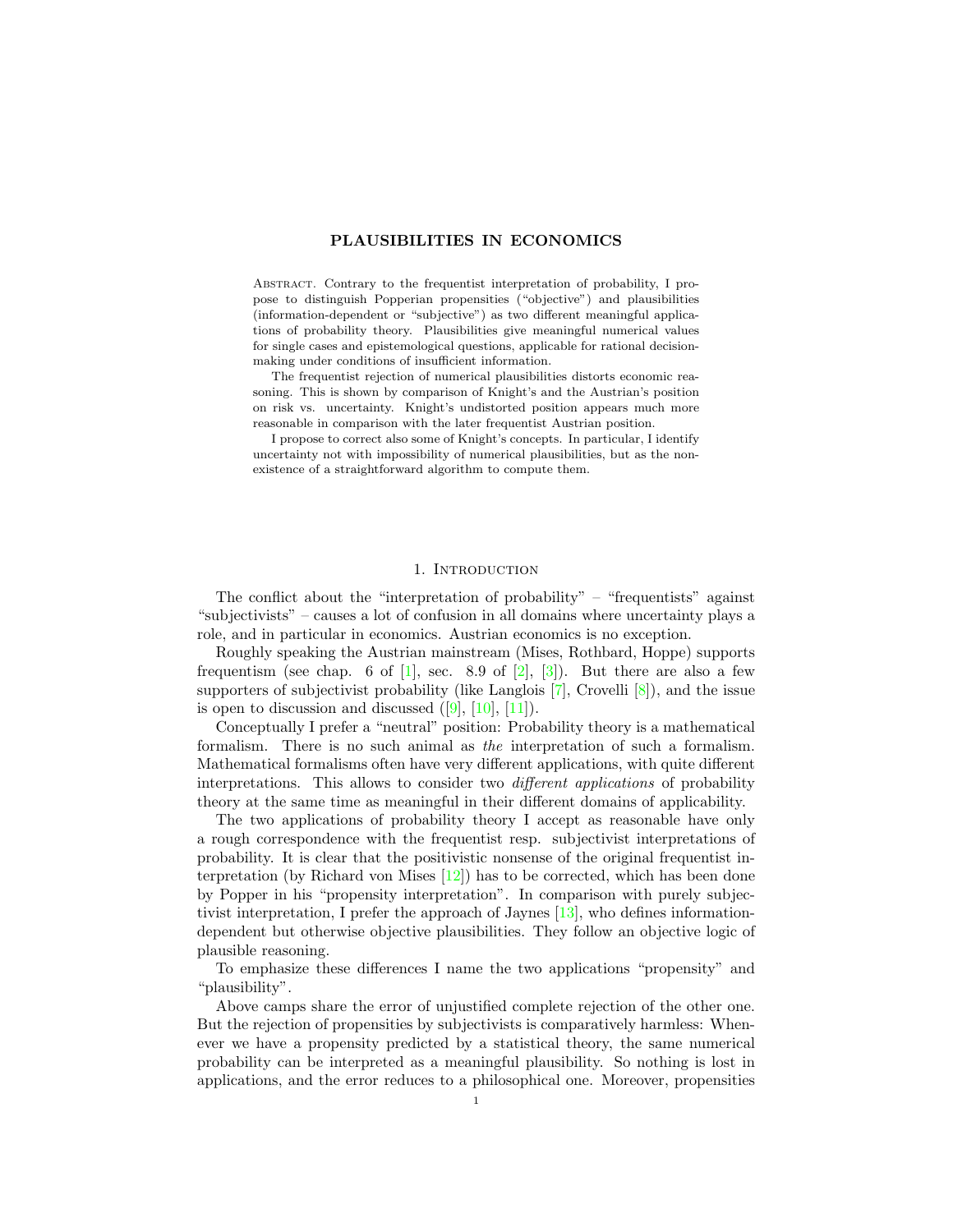# PLAUSIBILITIES IN ECONOMICS

Abstract. Contrary to the frequentist interpretation of probability, I propose to distinguish Popperian propensities ("objective") and plausibilities (information-dependent or "subjective") as two different meaningful applications of probability theory. Plausibilities give meaningful numerical values for single cases and epistemological questions, applicable for rational decision-making under conditions of insufficient information.

The frequentist rejection of numerical plausibilities distorts economic reasoning. This is shown by comparison of Knight's and the Austrian's position on risk vs. uncertainty. Knight's undistorted position appears much more reasonable in comparison with the later frequentist Austrian position.

I propose to correct also some of Knight's concepts. In particular, I identify uncertainty not with impossibility of numerical plausibilities, but as the non-existence of a straightforward algorithm to compute them.

## 1. Introduction

The conflict about the "interpretation of probability" – "frequentists" against "subjectivists" – causes a lot of confusion in all domains where uncertainty plays a role, and in particular in economics. Austrian economics is no exception.

Roughly speaking the Austrian mainstream (Mises, Rothbard, Hoppe) supports frequentism (see chap. 6 of [1], sec. 8.9 of [2], [3]). But there are also a few supporters of subjectivist probability (like Langlois [7], Crovelli [8]), and the issue is open to discussion and discussed ([9], [10], [11]).

Conceptually I prefer a "neutral" position: Probability theory is a mathematical formalism. There is no such animal as *the* interpretation of such a formalism. Mathematical formalisms often have very different applications, with quite different interpretations. This allows to consider two *different applications* of probability theory at the same time as meaningful in their different domains of applicability.

The two applications of probability theory I accept as reasonable have only a rough correspondence with the frequentist resp. subjectivist interpretations of probability. It is clear that the positivistic nonsense of the original frequentist interpretation (by Richard von Mises [12]) has to be corrected, which has been done by Popper in his "propensity interpretation". In comparison with purely subjectivist interpretation, I prefer the approach of Jaynes [13], who defines information-dependent but otherwise objective plausibilities. They follow an objective logic of plausible reasoning.

To emphasize these differences I name the two applications "propensity" and "plausibility".

Above camps share the error of unjustified complete rejection of the other one. But the rejection of propensities by subjectivists is comparatively harmless: Whenever we have a propensity predicted by a statistical theory, the same numerical probability can be interpreted as a meaningful plausibility. So nothing is lost in applications, and the error reduces to a philosophical one. Moreover, propensities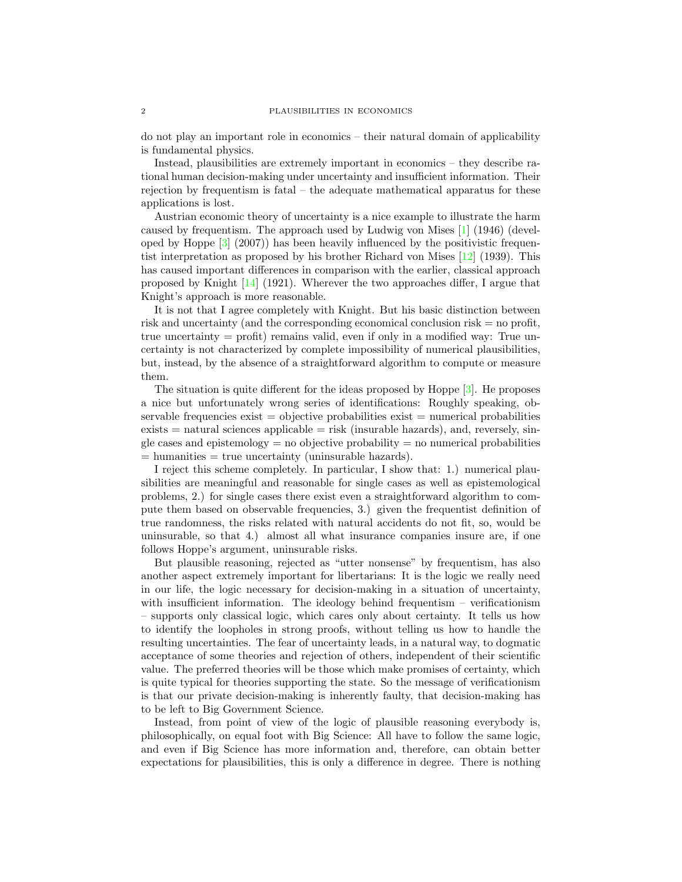do not play an important role in economics – their natural domain of applicability is fundamental physics.

Instead, plausibilities are extremely important in economics – they describe rational human decision-making under uncertainty and insufficient information. Their rejection by frequentism is fatal – the adequate mathematical apparatus for these applications is lost.

Austrian economic theory of uncertainty is a nice example to illustrate the harm caused by frequentism. The approach used by Ludwig von Mises [1] (1946) (developed by Hoppe [3] (2007)) has been heavily influenced by the positivistic frequentist interpretation as proposed by his brother Richard von Mises [12] (1939). This has caused important differences in comparison with the earlier, classical approach proposed by Knight [14] (1921). Wherever the two approaches differ, I argue that Knight's approach is more reasonable.

It is not that I agree completely with Knight. But his basic distinction between risk and uncertainty (and the corresponding economical conclusion risk = no profit, true uncertainty = profit) remains valid, even if only in a modified way: True uncertainty is not characterized by complete impossibility of numerical plausibilities, but, instead, by the absence of a straightforward algorithm to compute or measure them.

The situation is quite different for the ideas proposed by Hoppe [3]. He proposes a nice but unfortunately wrong series of identifications: Roughly speaking, observable frequencies exist = objective probabilities exist = numerical probabilities exists = natural sciences applicable = risk (insurable hazards), and, reversely, single cases and epistemology = no objective probability = no numerical probabilities = humanities = true uncertainty (uninsurable hazards).

I reject this scheme completely. In particular, I show that: 1.) numerical plausibilities are meaningful and reasonable for single cases as well as epistemological problems, 2.) for single cases there exist even a straightforward algorithm to compute them based on observable frequencies, 3.) given the frequentist definition of true randomness, the risks related with natural accidents do not fit, so, would be uninsurable, so that 4.) almost all what insurance companies insure are, if one follows Hoppe's argument, uninsurable risks.

But plausible reasoning, rejected as "utter nonsense" by frequentism, has also another aspect extremely important for libertarians: It is the logic we really need in our life, the logic necessary for decision-making in a situation of uncertainty, with insufficient information. The ideology behind frequentism – verificationism – supports only classical logic, which cares only about certainty. It tells us how to identify the loopholes in strong proofs, without telling us how to handle the resulting uncertainties. The fear of uncertainty leads, in a natural way, to dogmatic acceptance of some theories and rejection of others, independent of their scientific value. The preferred theories will be those which make promises of certainty, which is quite typical for theories supporting the state. So the message of verificationism is that our private decision-making is inherently faulty, that decision-making has to be left to Big Government Science.

Instead, from point of view of the logic of plausible reasoning everybody is, philosophically, on equal foot with Big Science: All have to follow the same logic, and even if Big Science has more information and, therefore, can obtain better expectations for plausibilities, this is only a difference in degree. There is nothing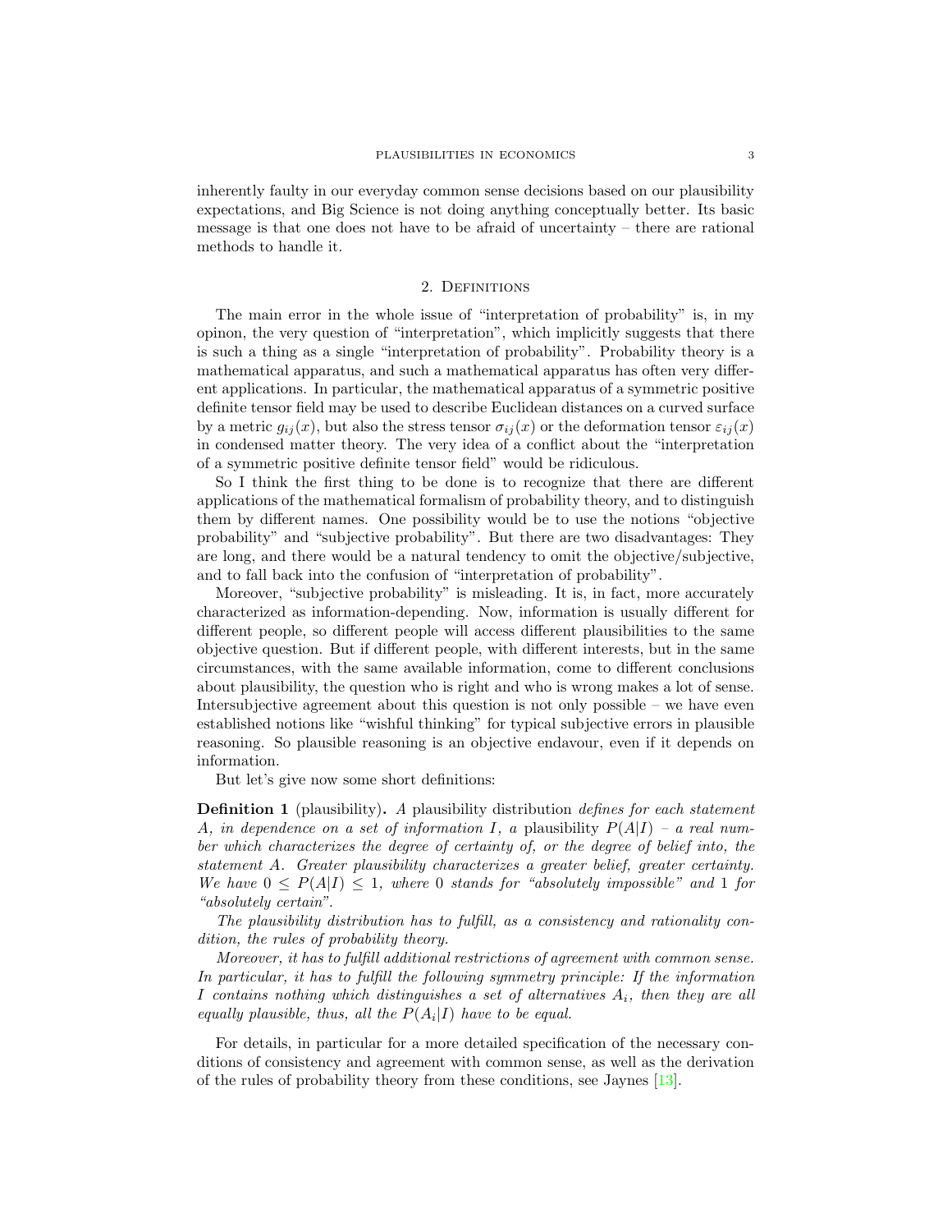inherently faulty in our everyday common sense decisions based on our plausibility expectations, and Big Science is not doing anything conceptually better. Its basic message is that one does not have to be afraid of uncertainty – there are rational methods to handle it.

## 2. Definitions

The main error in the whole issue of "interpretation of probability" is, in my opinon, the very question of "interpretation", which implicitly suggests that there is such a thing as a single "interpretation of probability". Probability theory is a mathematical apparatus, and such a mathematical apparatus has often very different applications. In particular, the mathematical apparatus of a symmetric positive definite tensor field may be used to describe Euclidean distances on a curved surface by a metric $g_{ij}(x)$, but also the stress tensor $\sigma_{ij}(x)$ or the deformation tensor $\varepsilon_{ij}(x)$ in condensed matter theory. The very idea of a conflict about the "interpretation of a symmetric positive definite tensor field" would be ridiculous.

So I think the first thing to be done is to recognize that there are different applications of the mathematical formalism of probability theory, and to distinguish them by different names. One possibility would be to use the notions "objective probability" and "subjective probability". But there are two disadvantages: They are long, and there would be a natural tendency to omit the objective/subjective, and to fall back into the confusion of "interpretation of probability".

Moreover, "subjective probability" is misleading. It is, in fact, more accurately characterized as information-depending. Now, information is usually different for different people, so different people will access different plausibilities to the same objective question. But if different people, with different interests, but in the same circumstances, with the same available information, come to different conclusions about plausibility, the question who is right and who is wrong makes a lot of sense. Intersubjective agreement about this question is not only possible – we have even established notions like "wishful thinking" for typical subjective errors in plausible reasoning. So plausible reasoning is an objective endavour, even if it depends on information.

But let's give now some short definitions:

**Definition 1** (plausibility)**.** *A* plausibility distribution *defines for each statement $A$, in dependence on a set of information $I$, a* plausibility *$P(A|I)$ – a real number which characterizes the degree of certainty of, or the degree of belief into, the statement $A$. Greater plausibility characterizes a greater belief, greater certainty. We have $0 \leq P(A|I) \leq 1$, where $0$ stands for "absolutely impossible" and $1$ for "absolutely certain".*

*The plausibility distribution has to fulfill, as a consistency and rationality condition, the rules of probability theory.*

*Moreover, it has to fulfill additional restrictions of agreement with common sense. In particular, it has to fulfill the following symmetry principle: If the information $I$ contains nothing which distinguishes a set of alternatives $A_i$, then they are all equally plausible, thus, all the $P(A_i|I)$ have to be equal.*

For details, in particular for a more detailed specification of the necessary conditions of consistency and agreement with common sense, as well as the derivation of the rules of probability theory from these conditions, see Jaynes [13].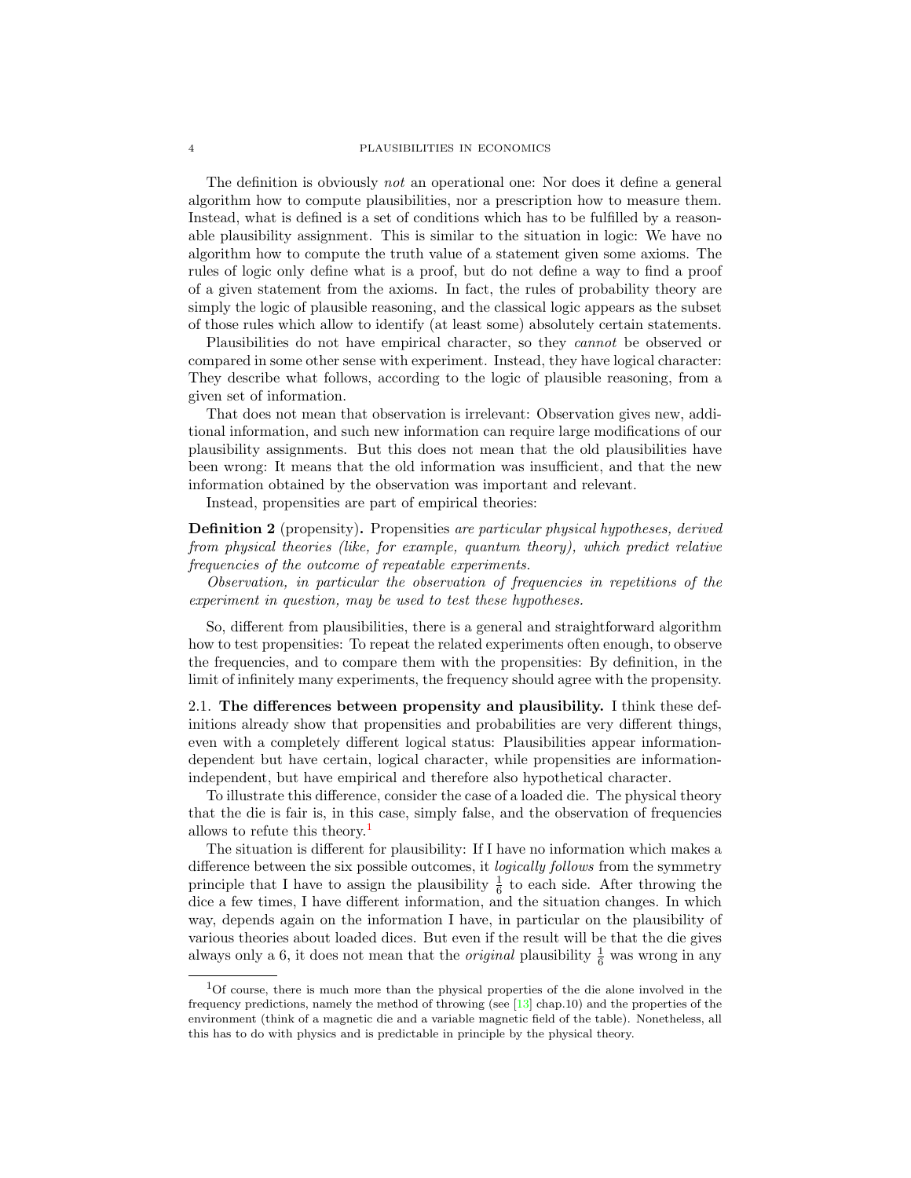The definition is obviously *not* an operational one: Nor does it define a general algorithm how to compute plausibilities, nor a prescription how to measure them. Instead, what is defined is a set of conditions which has to be fulfilled by a reasonable plausibility assignment. This is similar to the situation in logic: We have no algorithm how to compute the truth value of a statement given some axioms. The rules of logic only define what is a proof, but do not define a way to find a proof of a given statement from the axioms. In fact, the rules of probability theory are simply the logic of plausible reasoning, and the classical logic appears as the subset of those rules which allow to identify (at least some) absolutely certain statements.

Plausibilities do not have empirical character, so they *cannot* be observed or compared in some other sense with experiment. Instead, they have logical character: They describe what follows, according to the logic of plausible reasoning, from a given set of information.

That does not mean that observation is irrelevant: Observation gives new, additional information, and such new information can require large modifications of our plausibility assignments. But this does not mean that the old plausibilities have been wrong: It means that the old information was insufficient, and that the new information obtained by the observation was important and relevant.

Instead, propensities are part of empirical theories:

**Definition 2** (propensity)**.** Propensities *are particular physical hypotheses, derived from physical theories (like, for example, quantum theory), which predict relative frequencies of the outcome of repeatable experiments.*

*Observation, in particular the observation of frequencies in repetitions of the experiment in question, may be used to test these hypotheses.*

So, different from plausibilities, there is a general and straightforward algorithm how to test propensities: To repeat the related experiments often enough, to observe the frequencies, and to compare them with the propensities: By definition, in the limit of infinitely many experiments, the frequency should agree with the propensity.

### 2.1. The differences between propensity and plausibility.

I think these definitions already show that propensities and probabilities are very different things, even with a completely different logical status: Plausibilities appear information-dependent but have certain, logical character, while propensities are information-independent, but have empirical and therefore also hypothetical character.

To illustrate this difference, consider the case of a loaded die. The physical theory that the die is fair is, in this case, simply false, and the observation of frequencies allows to refute this theory.[1]

The situation is different for plausibility: If I have no information which makes a difference between the six possible outcomes, it *logically follows* from the symmetry principle that I have to assign the plausibility $\frac{1}{6}$ to each side. After throwing the dice a few times, I have different information, and the situation changes. In which way, depends again on the information I have, in particular on the plausibility of various theories about loaded dices. But even if the result will be that the die gives always only a 6, it does not mean that the *original* plausibility $\frac{1}{6}$ was wrong in any

[1] Of course, there is much more than the physical properties of the die alone involved in the frequency predictions, namely the method of throwing (see [13] chap.10) and the properties of the environment (think of a magnetic die and a variable magnetic field of the table). Nonetheless, all this has to do with physics and is predictable in principle by the physical theory.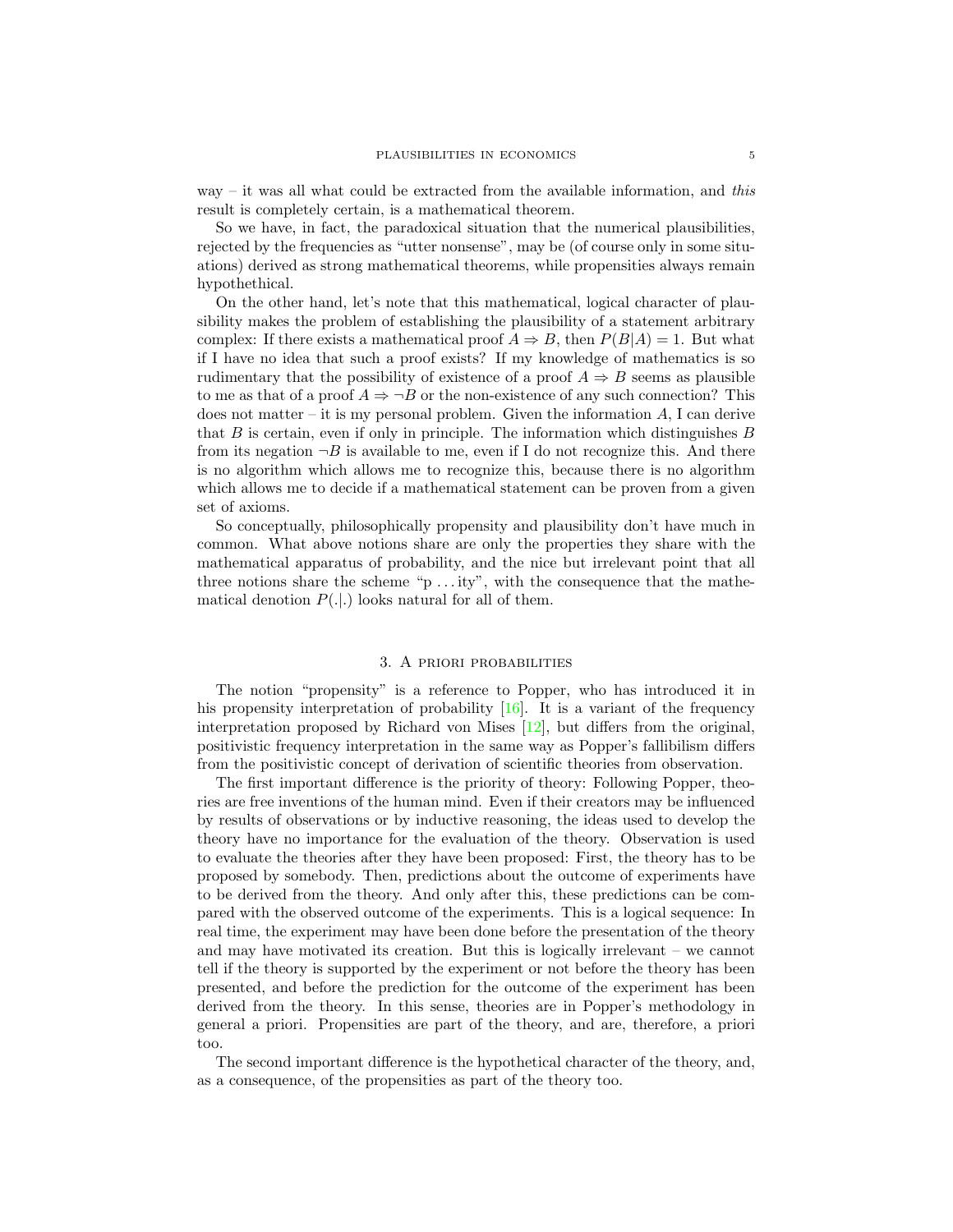way – it was all what could be extracted from the available information, and *this* result is completely certain, is a mathematical theorem.

So we have, in fact, the paradoxical situation that the numerical plausibilities, rejected by the frequencies as "utter nonsense", may be (of course only in some situations) derived as strong mathematical theorems, while propensities always remain hypothethical.

On the other hand, let's note that this mathematical, logical character of plausibility makes the problem of establishing the plausibility of a statement arbitrary complex: If there exists a mathematical proof $A \Rightarrow B$, then $P(B|A) = 1$. But what if I have no idea that such a proof exists? If my knowledge of mathematics is so rudimentary that the possibility of existence of a proof $A \Rightarrow B$ seems as plausible to me as that of a proof $A \Rightarrow \neg B$ or the non-existence of any such connection? This does not matter – it is my personal problem. Given the information $A$, I can derive that $B$ is certain, even if only in principle. The information which distinguishes $B$ from its negation $\neg B$ is available to me, even if I do not recognize this. And there is no algorithm which allows me to recognize this, because there is no algorithm which allows me to decide if a mathematical statement can be proven from a given set of axioms.

So conceptually, philosophically propensity and plausibility don't have much in common. What above notions share are only the properties they share with the mathematical apparatus of probability, and the nice but irrelevant point that all three notions share the scheme "p ... ity", with the consequence that the mathematical denotion $P(.|.)$ looks natural for all of them.

## 3. A priori probabilities

The notion "propensity" is a reference to Popper, who has introduced it in his propensity interpretation of probability [16]. It is a variant of the frequency interpretation proposed by Richard von Mises [12], but differs from the original, positivistic frequency interpretation in the same way as Popper's fallibilism differs from the positivistic concept of derivation of scientific theories from observation.

The first important difference is the priority of theory: Following Popper, theories are free inventions of the human mind. Even if their creators may be influenced by results of observations or by inductive reasoning, the ideas used to develop the theory have no importance for the evaluation of the theory. Observation is used to evaluate the theories after they have been proposed: First, the theory has to be proposed by somebody. Then, predictions about the outcome of experiments have to be derived from the theory. And only after this, these predictions can be compared with the observed outcome of the experiments. This is a logical sequence: In real time, the experiment may have been done before the presentation of the theory and may have motivated its creation. But this is logically irrelevant – we cannot tell if the theory is supported by the experiment or not before the theory has been presented, and before the prediction for the outcome of the experiment has been derived from the theory. In this sense, theories are in Popper's methodology in general a priori. Propensities are part of the theory, and are, therefore, a priori too.

The second important difference is the hypothetical character of the theory, and, as a consequence, of the propensities as part of the theory too.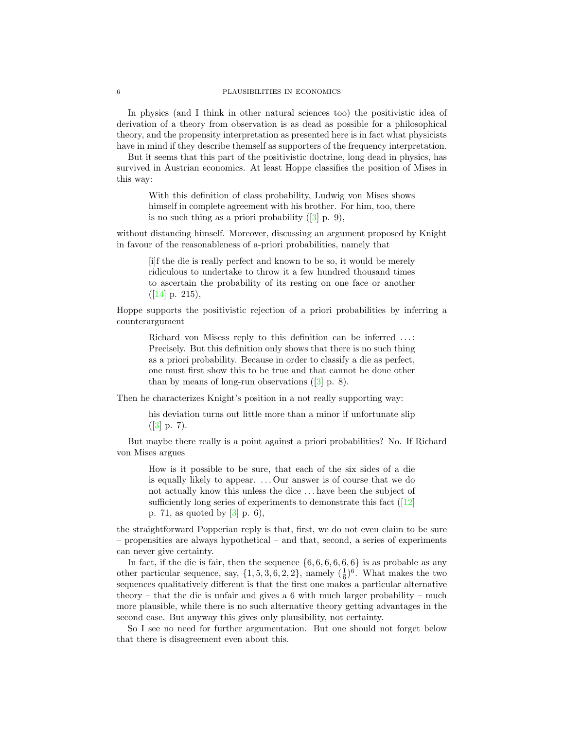In physics (and I think in other natural sciences too) the positivistic idea of derivation of a theory from observation is as dead as possible for a philosophical theory, and the propensity interpretation as presented here is in fact what physicists have in mind if they describe themself as supporters of the frequency interpretation.

But it seems that this part of the positivistic doctrine, long dead in physics, has survived in Austrian economics. At least Hoppe classifies the position of Mises in this way:

> With this definition of class probability, Ludwig von Mises shows himself in complete agreement with his brother. For him, too, there is no such thing as a priori probability ([3] p. 9),

without distancing himself. Moreover, discussing an argument proposed by Knight in favour of the reasonableness of a-priori probabilities, namely that

> [i]f the die is really perfect and known to be so, it would be merely ridiculous to undertake to throw it a few hundred thousand times to ascertain the probability of its resting on one face or another ([14] p. 215),

Hoppe supports the positivistic rejection of a priori probabilities by inferring a counterargument

> Richard von Misess reply to this definition can be inferred ...: Precisely. But this definition only shows that there is no such thing as a priori probability. Because in order to classify a die as perfect, one must first show this to be true and that cannot be done other than by means of long-run observations ([3] p. 8).

Then he characterizes Knight's position in a not really supporting way:

> his deviation turns out little more than a minor if unfortunate slip ([3] p. 7).

But maybe there really is a point against a priori probabilities? No. If Richard von Mises argues

> How is it possible to be sure, that each of the six sides of a die is equally likely to appear. ... Our answer is of course that we do not actually know this unless the dice ... have been the subject of sufficiently long series of experiments to demonstrate this fact ([12] p. 71, as quoted by [3] p. 6),

the straightforward Popperian reply is that, first, we do not even claim to be sure – propensities are always hypothetical – and that, second, a series of experiments can never give certainty.

In fact, if the die is fair, then the sequence $\{6, 6, 6, 6, 6, 6\}$ is as probable as any other particular sequence, say, $\{1, 5, 3, 6, 2, 2\}$, namely $(\frac{1}{6})^6$. What makes the two sequences qualitatively different is that the first one makes a particular alternative theory – that the die is unfair and gives a 6 with much larger probability – much more plausible, while there is no such alternative theory getting advantages in the second case. But anyway this gives only plausibility, not certainty.

So I see no need for further argumentation. But one should not forget below that there is disagreement even about this.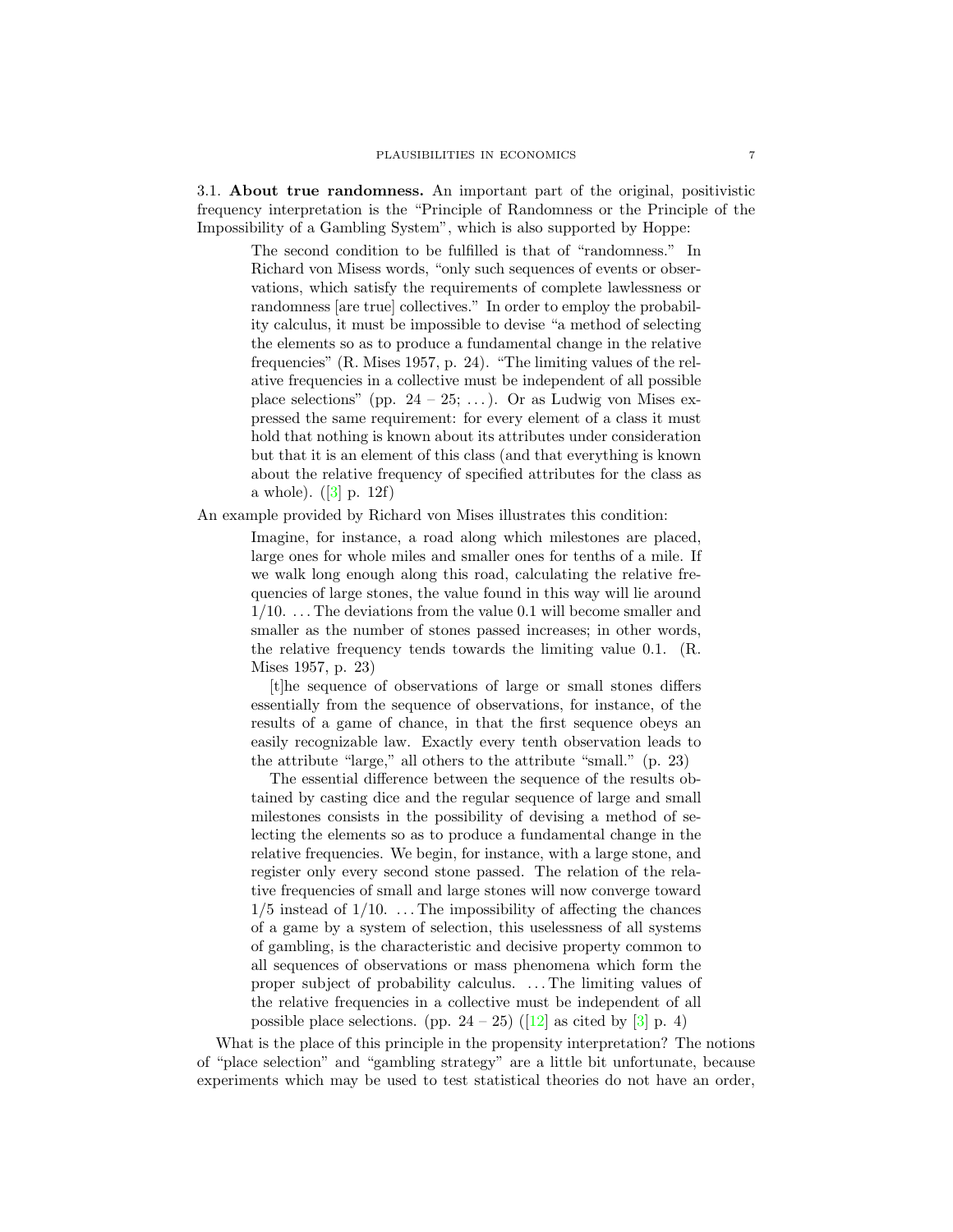**3.1. About true randomness.** An important part of the original, positivistic frequency interpretation is the "Principle of Randomness or the Principle of the Impossibility of a Gambling System", which is also supported by Hoppe:

> The second condition to be fulfilled is that of "randomness." In Richard von Misess words, "only such sequences of events or observations, which satisfy the requirements of complete lawlessness or randomness [are true] collectives." In order to employ the probability calculus, it must be impossible to devise "a method of selecting the elements so as to produce a fundamental change in the relative frequencies" (R. Mises 1957, p. 24). "The limiting values of the relative frequencies in a collective must be independent of all possible place selections" (pp. 24 – 25; . . . ). Or as Ludwig von Mises expressed the same requirement: for every element of a class it must hold that nothing is known about its attributes under consideration but that it is an element of this class (and that everything is known about the relative frequency of specified attributes for the class as a whole). ([3] p. 12f)

An example provided by Richard von Mises illustrates this condition:

> Imagine, for instance, a road along which milestones are placed, large ones for whole miles and smaller ones for tenths of a mile. If we walk long enough along this road, calculating the relative frequencies of large stones, the value found in this way will lie around 1/10. . . . The deviations from the value 0.1 will become smaller and smaller as the number of stones passed increases; in other words, the relative frequency tends towards the limiting value 0.1. (R. Mises 1957, p. 23)
>
> [t]he sequence of observations of large or small stones differs essentially from the sequence of observations, for instance, of the results of a game of chance, in that the first sequence obeys an easily recognizable law. Exactly every tenth observation leads to the attribute "large," all others to the attribute "small." (p. 23)
>
> The essential difference between the sequence of the results obtained by casting dice and the regular sequence of large and small milestones consists in the possibility of devising a method of selecting the elements so as to produce a fundamental change in the relative frequencies. We begin, for instance, with a large stone, and register only every second stone passed. The relation of the relative frequencies of small and large stones will now converge toward 1/5 instead of 1/10. . . . The impossibility of affecting the chances of a game by a system of selection, this uselessness of all systems of gambling, is the characteristic and decisive property common to all sequences of observations or mass phenomena which form the proper subject of probability calculus. . . . The limiting values of the relative frequencies in a collective must be independent of all possible place selections. (pp. 24 – 25) ([12] as cited by [3] p. 4)

What is the place of this principle in the propensity interpretation? The notions of "place selection" and "gambling strategy" are a little bit unfortunate, because experiments which may be used to test statistical theories do not have an order,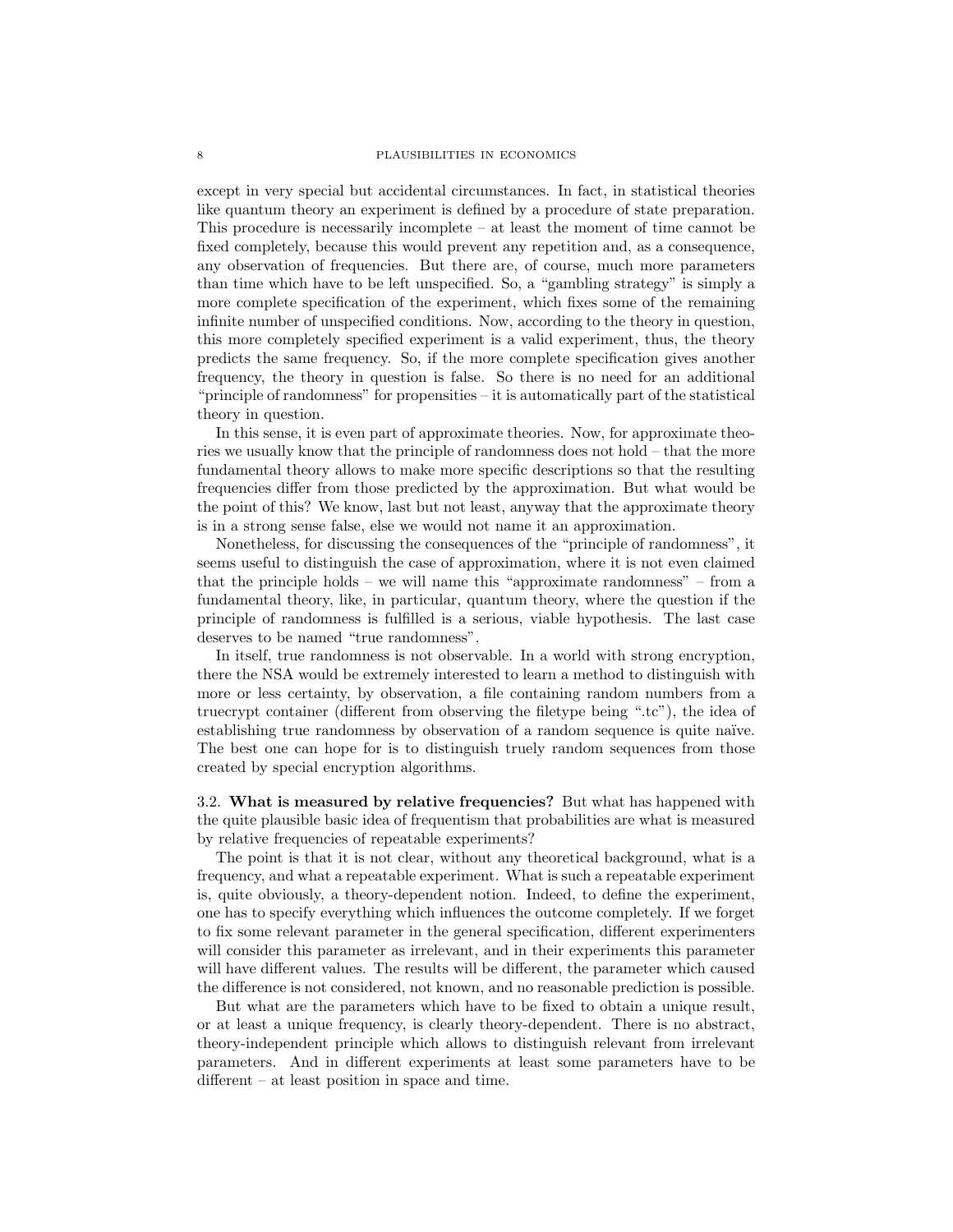except in very special but accidental circumstances. In fact, in statistical theories like quantum theory an experiment is defined by a procedure of state preparation. This procedure is necessarily incomplete – at least the moment of time cannot be fixed completely, because this would prevent any repetition and, as a consequence, any observation of frequencies. But there are, of course, much more parameters than time which have to be left unspecified. So, a "gambling strategy" is simply a more complete specification of the experiment, which fixes some of the remaining infinite number of unspecified conditions. Now, according to the theory in question, this more completely specified experiment is a valid experiment, thus, the theory predicts the same frequency. So, if the more complete specification gives another frequency, the theory in question is false. So there is no need for an additional "principle of randomness" for propensities – it is automatically part of the statistical theory in question.

In this sense, it is even part of approximate theories. Now, for approximate theories we usually know that the principle of randomness does not hold – that the more fundamental theory allows to make more specific descriptions so that the resulting frequencies differ from those predicted by the approximation. But what would be the point of this? We know, last but not least, anyway that the approximate theory is in a strong sense false, else we would not name it an approximation.

Nonetheless, for discussing the consequences of the "principle of randomness", it seems useful to distinguish the case of approximation, where it is not even claimed that the principle holds – we will name this "approximate randomness" – from a fundamental theory, like, in particular, quantum theory, where the question if the principle of randomness is fulfilled is a serious, viable hypothesis. The last case deserves to be named "true randomness".

In itself, true randomness is not observable. In a world with strong encryption, there the NSA would be extremely interested to learn a method to distinguish with more or less certainty, by observation, a file containing random numbers from a truecrypt container (different from observing the filetype being ".tc"), the idea of establishing true randomness by observation of a random sequence is quite naïve. The best one can hope for is to distinguish truely random sequences from those created by special encryption algorithms.

### 3.2. What is measured by relative frequencies?

But what has happened with the quite plausible basic idea of frequentism that probabilities are what is measured by relative frequencies of repeatable experiments?

The point is that it is not clear, without any theoretical background, what is a frequency, and what a repeatable experiment. What is such a repeatable experiment is, quite obviously, a theory-dependent notion. Indeed, to define the experiment, one has to specify everything which influences the outcome completely. If we forget to fix some relevant parameter in the general specification, different experimenters will consider this parameter as irrelevant, and in their experiments this parameter will have different values. The results will be different, the parameter which caused the difference is not considered, not known, and no reasonable prediction is possible.

But what are the parameters which have to be fixed to obtain a unique result, or at least a unique frequency, is clearly theory-dependent. There is no abstract, theory-independent principle which allows to distinguish relevant from irrelevant parameters. And in different experiments at least some parameters have to be different – at least position in space and time.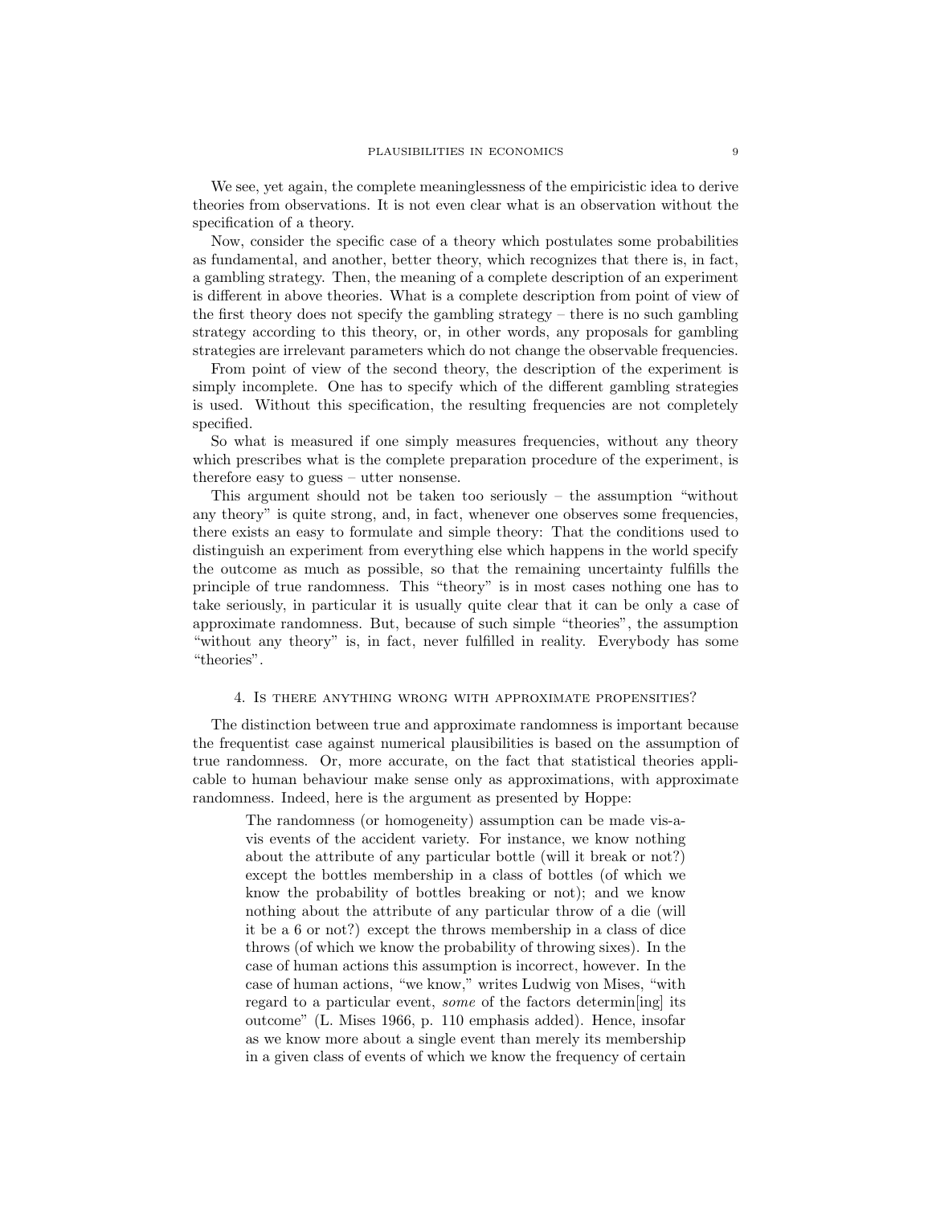We see, yet again, the complete meaninglessness of the empiricistic idea to derive theories from observations. It is not even clear what is an observation without the specification of a theory.

Now, consider the specific case of a theory which postulates some probabilities as fundamental, and another, better theory, which recognizes that there is, in fact, a gambling strategy. Then, the meaning of a complete description of an experiment is different in above theories. What is a complete description from point of view of the first theory does not specify the gambling strategy – there is no such gambling strategy according to this theory, or, in other words, any proposals for gambling strategies are irrelevant parameters which do not change the observable frequencies.

From point of view of the second theory, the description of the experiment is simply incomplete. One has to specify which of the different gambling strategies is used. Without this specification, the resulting frequencies are not completely specified.

So what is measured if one simply measures frequencies, without any theory which prescribes what is the complete preparation procedure of the experiment, is therefore easy to guess – utter nonsense.

This argument should not be taken too seriously – the assumption "without any theory" is quite strong, and, in fact, whenever one observes some frequencies, there exists an easy to formulate and simple theory: That the conditions used to distinguish an experiment from everything else which happens in the world specify the outcome as much as possible, so that the remaining uncertainty fulfills the principle of true randomness. This "theory" is in most cases nothing one has to take seriously, in particular it is usually quite clear that it can be only a case of approximate randomness. But, because of such simple "theories", the assumption "without any theory" is, in fact, never fulfilled in reality. Everybody has some "theories".

## 4. Is there anything wrong with approximate propensities?

The distinction between true and approximate randomness is important because the frequentist case against numerical plausibilities is based on the assumption of true randomness. Or, more accurate, on the fact that statistical theories applicable to human behaviour make sense only as approximations, with approximate randomness. Indeed, here is the argument as presented by Hoppe:

> The randomness (or homogeneity) assumption can be made vis-a-vis events of the accident variety. For instance, we know nothing about the attribute of any particular bottle (will it break or not?) except the bottles membership in a class of bottles (of which we know the probability of bottles breaking or not); and we know nothing about the attribute of any particular throw of a die (will it be a 6 or not?) except the throws membership in a class of dice throws (of which we know the probability of throwing sixes). In the case of human actions this assumption is incorrect, however. In the case of human actions, "we know," writes Ludwig von Mises, "with regard to a particular event, *some* of the factors determin[ing] its outcome" (L. Mises 1966, p. 110 emphasis added). Hence, insofar as we know more about a single event than merely its membership in a given class of events of which we know the frequency of certain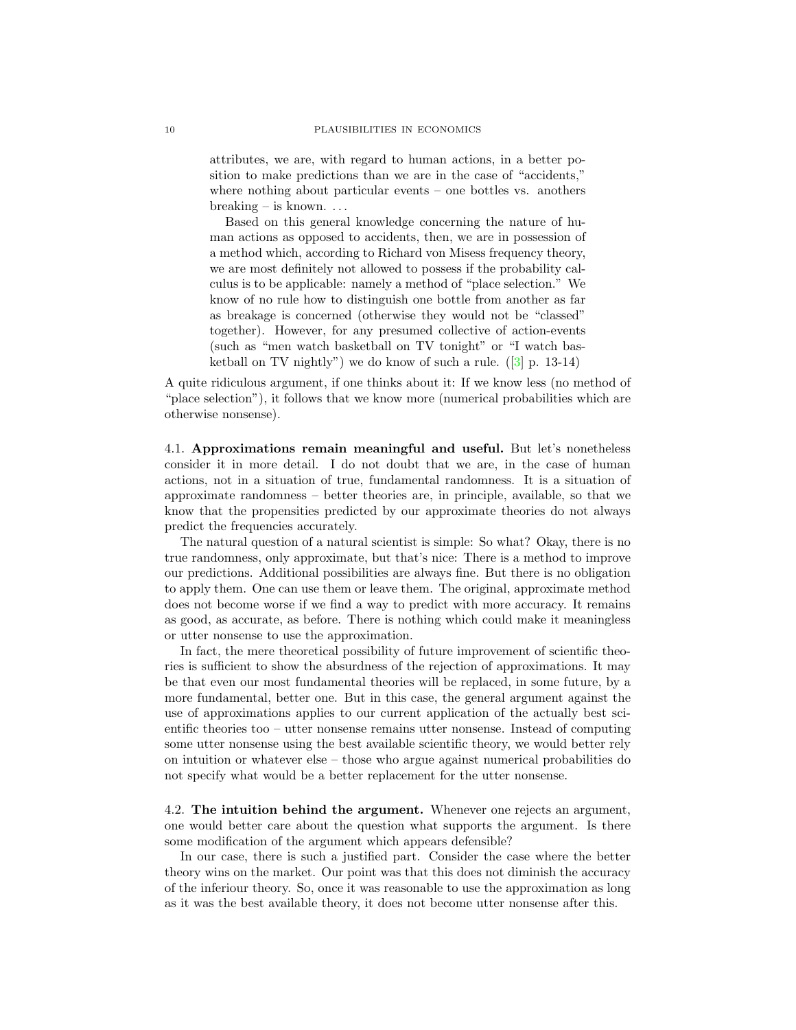> attributes, we are, with regard to human actions, in a better position to make predictions than we are in the case of "accidents," where nothing about particular events – one bottles vs. anothers breaking – is known. ...
>
> Based on this general knowledge concerning the nature of human actions as opposed to accidents, then, we are in possession of a method which, according to Richard von Misess frequency theory, we are most definitely not allowed to possess if the probability calculus is to be applicable: namely a method of "place selection." We know of no rule how to distinguish one bottle from another as far as breakage is concerned (otherwise they would not be "classed" together). However, for any presumed collective of action-events (such as "men watch basketball on TV tonight" or "I watch basketball on TV nightly") we do know of such a rule. ([3] p. 13-14)

A quite ridiculous argument, if one thinks about it: If we know less (no method of "place selection"), it follows that we know more (numerical probabilities which are otherwise nonsense).

**4.1. Approximations remain meaningful and useful.** But let's nonetheless consider it in more detail. I do not doubt that we are, in the case of human actions, not in a situation of true, fundamental randomness. It is a situation of approximate randomness – better theories are, in principle, available, so that we know that the propensities predicted by our approximate theories do not always predict the frequencies accurately.

The natural question of a natural scientist is simple: So what? Okay, there is no true randomness, only approximate, but that's nice: There is a method to improve our predictions. Additional possibilities are always fine. But there is no obligation to apply them. One can use them or leave them. The original, approximate method does not become worse if we find a way to predict with more accuracy. It remains as good, as accurate, as before. There is nothing which could make it meaningless or utter nonsense to use the approximation.

In fact, the mere theoretical possibility of future improvement of scientific theories is sufficient to show the absurdness of the rejection of approximations. It may be that even our most fundamental theories will be replaced, in some future, by a more fundamental, better one. But in this case, the general argument against the use of approximations applies to our current application of the actually best scientific theories too – utter nonsense remains utter nonsense. Instead of computing some utter nonsense using the best available scientific theory, we would better rely on intuition or whatever else – those who argue against numerical probabilities do not specify what would be a better replacement for the utter nonsense.

**4.2. The intuition behind the argument.** Whenever one rejects an argument, one would better care about the question what supports the argument. Is there some modification of the argument which appears defensible?

In our case, there is such a justified part. Consider the case where the better theory wins on the market. Our point was that this does not diminish the accuracy of the inferiour theory. So, once it was reasonable to use the approximation as long as it was the best available theory, it does not become utter nonsense after this.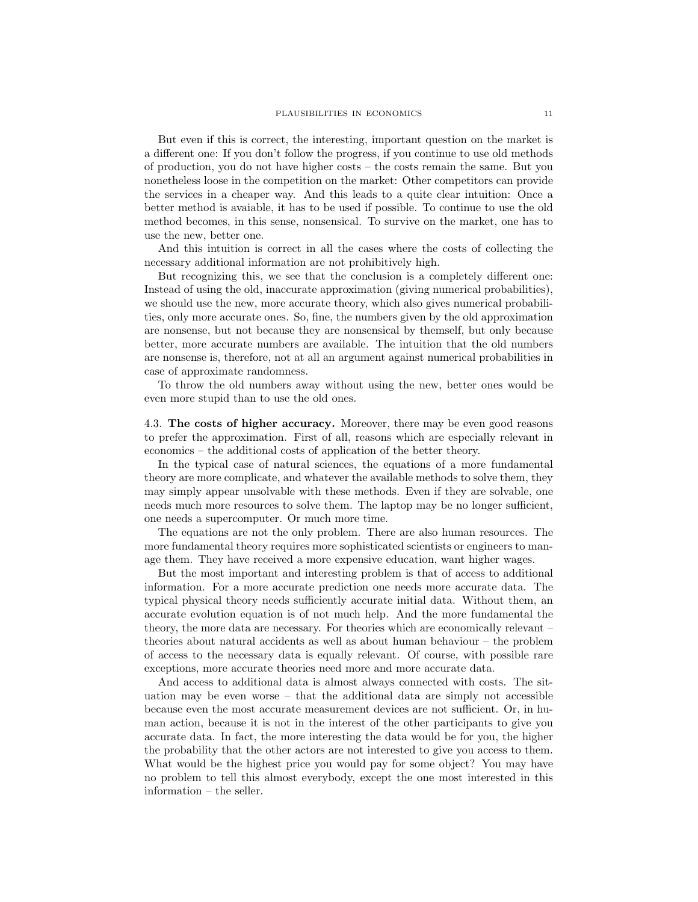But even if this is correct, the interesting, important question on the market is a different one: If you don't follow the progress, if you continue to use old methods of production, you do not have higher costs – the costs remain the same. But you nonetheless loose in the competition on the market: Other competitors can provide the services in a cheaper way. And this leads to a quite clear intuition: Once a better method is avaiable, it has to be used if possible. To continue to use the old method becomes, in this sense, nonsensical. To survive on the market, one has to use the new, better one.

And this intuition is correct in all the cases where the costs of collecting the necessary additional information are not prohibitively high.

But recognizing this, we see that the conclusion is a completely different one: Instead of using the old, inaccurate approximation (giving numerical probabilities), we should use the new, more accurate theory, which also gives numerical probabilities, only more accurate ones. So, fine, the numbers given by the old approximation are nonsense, but not because they are nonsensical by themself, but only because better, more accurate numbers are available. The intuition that the old numbers are nonsense is, therefore, not at all an argument against numerical probabilities in case of approximate randomness.

To throw the old numbers away without using the new, better ones would be even more stupid than to use the old ones.

4.3. **The costs of higher accuracy.** Moreover, there may be even good reasons to prefer the approximation. First of all, reasons which are especially relevant in economics – the additional costs of application of the better theory.

In the typical case of natural sciences, the equations of a more fundamental theory are more complicate, and whatever the available methods to solve them, they may simply appear unsolvable with these methods. Even if they are solvable, one needs much more resources to solve them. The laptop may be no longer sufficient, one needs a supercomputer. Or much more time.

The equations are not the only problem. There are also human resources. The more fundamental theory requires more sophisticated scientists or engineers to manage them. They have received a more expensive education, want higher wages.

But the most important and interesting problem is that of access to additional information. For a more accurate prediction one needs more accurate data. The typical physical theory needs sufficiently accurate initial data. Without them, an accurate evolution equation is of not much help. And the more fundamental the theory, the more data are necessary. For theories which are economically relevant – theories about natural accidents as well as about human behaviour – the problem of access to the necessary data is equally relevant. Of course, with possible rare exceptions, more accurate theories need more and more accurate data.

And access to additional data is almost always connected with costs. The situation may be even worse – that the additional data are simply not accessible because even the most accurate measurement devices are not sufficient. Or, in human action, because it is not in the interest of the other participants to give you accurate data. In fact, the more interesting the data would be for you, the higher the probability that the other actors are not interested to give you access to them. What would be the highest price you would pay for some object? You may have no problem to tell this almost everybody, except the one most interested in this information – the seller.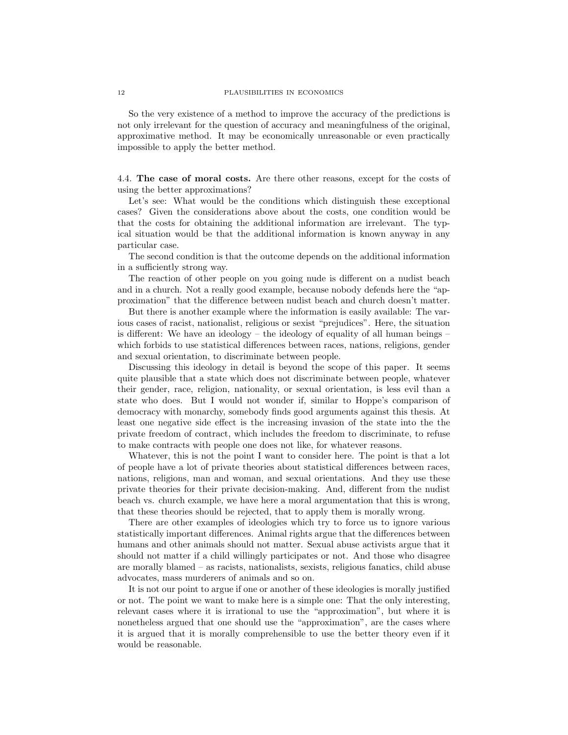So the very existence of a method to improve the accuracy of the predictions is not only irrelevant for the question of accuracy and meaningfulness of the original, approximative method. It may be economically unreasonable or even practically impossible to apply the better method.

### 4.4. The case of moral costs.

Are there other reasons, except for the costs of using the better approximations?

Let's see: What would be the conditions which distinguish these exceptional cases? Given the considerations above about the costs, one condition would be that the costs for obtaining the additional information are irrelevant. The typical situation would be that the additional information is known anyway in any particular case.

The second condition is that the outcome depends on the additional information in a sufficiently strong way.

The reaction of other people on you going nude is different on a nudist beach and in a church. Not a really good example, because nobody defends here the "approximation" that the difference between nudist beach and church doesn't matter.

But there is another example where the information is easily available: The various cases of racist, nationalist, religious or sexist "prejudices". Here, the situation is different: We have an ideology – the ideology of equality of all human beings – which forbids to use statistical differences between races, nations, religions, gender and sexual orientation, to discriminate between people.

Discussing this ideology in detail is beyond the scope of this paper. It seems quite plausible that a state which does not discriminate between people, whatever their gender, race, religion, nationality, or sexual orientation, is less evil than a state who does. But I would not wonder if, similar to Hoppe's comparison of democracy with monarchy, somebody finds good arguments against this thesis. At least one negative side effect is the increasing invasion of the state into the the private freedom of contract, which includes the freedom to discriminate, to refuse to make contracts with people one does not like, for whatever reasons.

Whatever, this is not the point I want to consider here. The point is that a lot of people have a lot of private theories about statistical differences between races, nations, religions, man and woman, and sexual orientations. And they use these private theories for their private decision-making. And, different from the nudist beach vs. church example, we have here a moral argumentation that this is wrong, that these theories should be rejected, that to apply them is morally wrong.

There are other examples of ideologies which try to force us to ignore various statistically important differences. Animal rights argue that the differences between humans and other animals should not matter. Sexual abuse activists argue that it should not matter if a child willingly participates or not. And those who disagree are morally blamed – as racists, nationalists, sexists, religious fanatics, child abuse advocates, mass murderers of animals and so on.

It is not our point to argue if one or another of these ideologies is morally justified or not. The point we want to make here is a simple one: That the only interesting, relevant cases where it is irrational to use the "approximation", but where it is nonetheless argued that one should use the "approximation", are the cases where it is argued that it is morally comprehensible to use the better theory even if it would be reasonable.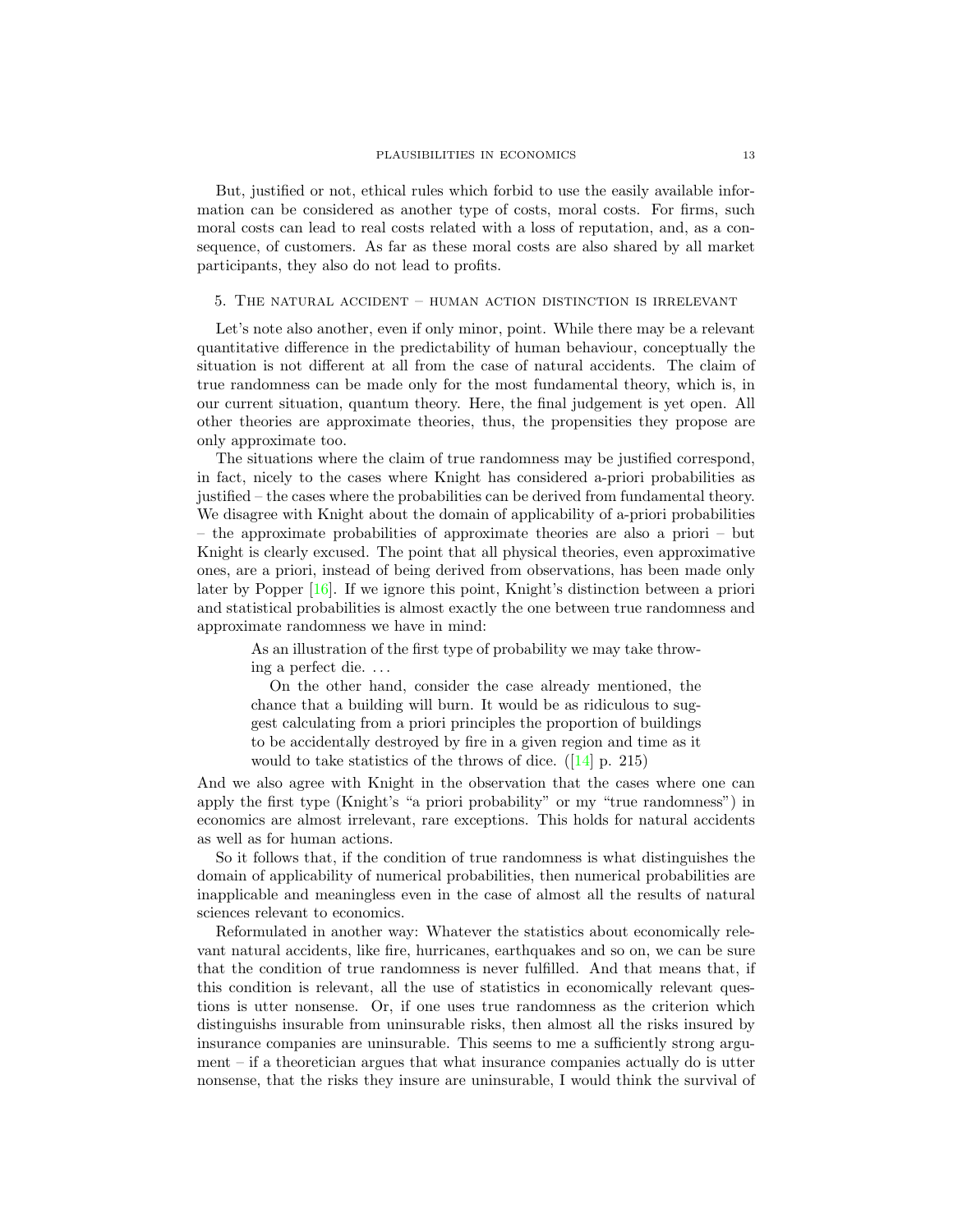But, justified or not, ethical rules which forbid to use the easily available information can be considered as another type of costs, moral costs. For firms, such moral costs can lead to real costs related with a loss of reputation, and, as a consequence, of customers. As far as these moral costs are also shared by all market participants, they also do not lead to profits.

## 5. The natural accident – human action distinction is irrelevant

Let's note also another, even if only minor, point. While there may be a relevant quantitative difference in the predictability of human behaviour, conceptually the situation is not different at all from the case of natural accidents. The claim of true randomness can be made only for the most fundamental theory, which is, in our current situation, quantum theory. Here, the final judgement is yet open. All other theories are approximate theories, thus, the propensities they propose are only approximate too.

The situations where the claim of true randomness may be justified correspond, in fact, nicely to the cases where Knight has considered a-priori probabilities as justified – the cases where the probabilities can be derived from fundamental theory. We disagree with Knight about the domain of applicability of a-priori probabilities – the approximate probabilities of approximate theories are also a priori – but Knight is clearly excused. The point that all physical theories, even approximative ones, are a priori, instead of being derived from observations, has been made only later by Popper [16]. If we ignore this point, Knight's distinction between a priori and statistical probabilities is almost exactly the one between true randomness and approximate randomness we have in mind:

> As an illustration of the first type of probability we may take throwing a perfect die. . . .
>
> On the other hand, consider the case already mentioned, the chance that a building will burn. It would be as ridiculous to suggest calculating from a priori principles the proportion of buildings to be accidentally destroyed by fire in a given region and time as it would to take statistics of the throws of dice. ([14] p. 215)

And we also agree with Knight in the observation that the cases where one can apply the first type (Knight's "a priori probability" or my "true randomness") in economics are almost irrelevant, rare exceptions. This holds for natural accidents as well as for human actions.

So it follows that, if the condition of true randomness is what distinguishes the domain of applicability of numerical probabilities, then numerical probabilities are inapplicable and meaningless even in the case of almost all the results of natural sciences relevant to economics.

Reformulated in another way: Whatever the statistics about economically relevant natural accidents, like fire, hurricanes, earthquakes and so on, we can be sure that the condition of true randomness is never fulfilled. And that means that, if this condition is relevant, all the use of statistics in economically relevant questions is utter nonsense. Or, if one uses true randomness as the criterion which distinguishs insurable from uninsurable risks, then almost all the risks insured by insurance companies are uninsurable. This seems to me a sufficiently strong argument – if a theoretician argues that what insurance companies actually do is utter nonsense, that the risks they insure are uninsurable, I would think the survival of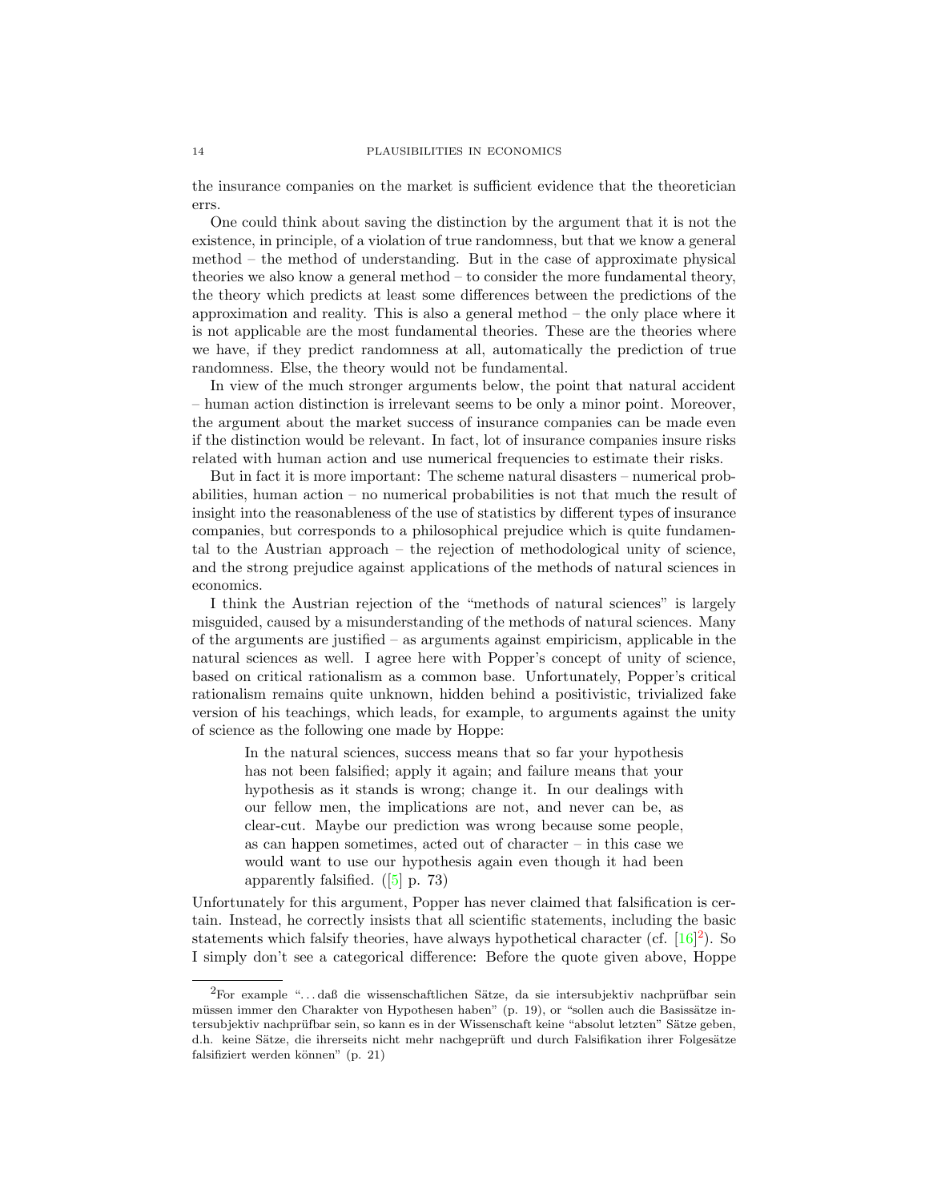the insurance companies on the market is sufficient evidence that the theoretician errs.

One could think about saving the distinction by the argument that it is not the existence, in principle, of a violation of true randomness, but that we know a general method – the method of understanding. But in the case of approximate physical theories we also know a general method – to consider the more fundamental theory, the theory which predicts at least some differences between the predictions of the approximation and reality. This is also a general method – the only place where it is not applicable are the most fundamental theories. These are the theories where we have, if they predict randomness at all, automatically the prediction of true randomness. Else, the theory would not be fundamental.

In view of the much stronger arguments below, the point that natural accident – human action distinction is irrelevant seems to be only a minor point. Moreover, the argument about the market success of insurance companies can be made even if the distinction would be relevant. In fact, lot of insurance companies insure risks related with human action and use numerical frequencies to estimate their risks.

But in fact it is more important: The scheme natural disasters – numerical probabilities, human action – no numerical probabilities is not that much the result of insight into the reasonableness of the use of statistics by different types of insurance companies, but corresponds to a philosophical prejudice which is quite fundamental to the Austrian approach – the rejection of methodological unity of science, and the strong prejudice against applications of the methods of natural sciences in economics.

I think the Austrian rejection of the "methods of natural sciences" is largely misguided, caused by a misunderstanding of the methods of natural sciences. Many of the arguments are justified – as arguments against empiricism, applicable in the natural sciences as well. I agree here with Popper's concept of unity of science, based on critical rationalism as a common base. Unfortunately, Popper's critical rationalism remains quite unknown, hidden behind a positivistic, trivialized fake version of his teachings, which leads, for example, to arguments against the unity of science as the following one made by Hoppe:

> In the natural sciences, success means that so far your hypothesis has not been falsified; apply it again; and failure means that your hypothesis as it stands is wrong; change it. In our dealings with our fellow men, the implications are not, and never can be, as clear-cut. Maybe our prediction was wrong because some people, as can happen sometimes, acted out of character – in this case we would want to use our hypothesis again even though it had been apparently falsified. ([5] p. 73)

Unfortunately for this argument, Popper has never claimed that falsification is certain. Instead, he correctly insists that all scientific statements, including the basic statements which falsify theories, have always hypothetical character (cf. [16][2]). So I simply don't see a categorical difference: Before the quote given above, Hoppe

[2] For example "...daß die wissenschaftlichen Sätze, da sie intersubjektiv nachprüfbar sein müssen immer den Charakter von Hypothesen haben" (p. 19), or "sollen auch die Basissätze intersubjektiv nachprüfbar sein, so kann es in der Wissenschaft keine "absolut letzten" Sätze geben, d.h. keine Sätze, die ihrerseits nicht mehr nachgeprüft und durch Falsifikation ihrer Folgesätze falsifiziert werden können" (p. 21)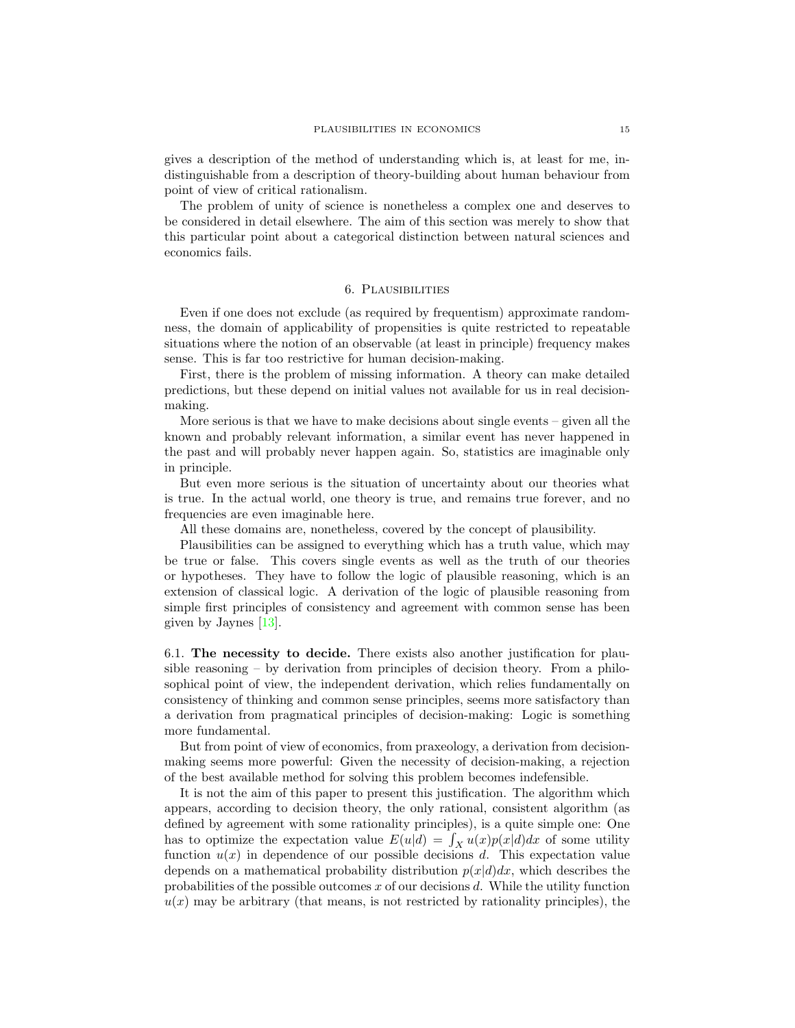gives a description of the method of understanding which is, at least for me, indistinguishable from a description of theory-building about human behaviour from point of view of critical rationalism.

The problem of unity of science is nonetheless a complex one and deserves to be considered in detail elsewhere. The aim of this section was merely to show that this particular point about a categorical distinction between natural sciences and economics fails.

## 6. Plausibilities

Even if one does not exclude (as required by frequentism) approximate randomness, the domain of applicability of propensities is quite restricted to repeatable situations where the notion of an observable (at least in principle) frequency makes sense. This is far too restrictive for human decision-making.

First, there is the problem of missing information. A theory can make detailed predictions, but these depend on initial values not available for us in real decision-making.

More serious is that we have to make decisions about single events – given all the known and probably relevant information, a similar event has never happened in the past and will probably never happen again. So, statistics are imaginable only in principle.

But even more serious is the situation of uncertainty about our theories what is true. In the actual world, one theory is true, and remains true forever, and no frequencies are even imaginable here.

All these domains are, nonetheless, covered by the concept of plausibility.

Plausibilities can be assigned to everything which has a truth value, which may be true or false. This covers single events as well as the truth of our theories or hypotheses. They have to follow the logic of plausible reasoning, which is an extension of classical logic. A derivation of the logic of plausible reasoning from simple first principles of consistency and agreement with common sense has been given by Jaynes [13].

### 6.1. The necessity to decide.

There exists also another justification for plausible reasoning – by derivation from principles of decision theory. From a philosophical point of view, the independent derivation, which relies fundamentally on consistency of thinking and common sense principles, seems more satisfactory than a derivation from pragmatical principles of decision-making: Logic is something more fundamental.

But from point of view of economics, from praxeology, a derivation from decision-making seems more powerful: Given the necessity of decision-making, a rejection of the best available method for solving this problem becomes indefensible.

It is not the aim of this paper to present this justification. The algorithm which appears, according to decision theory, the only rational, consistent algorithm (as defined by agreement with some rationality principles), is a quite simple one: One has to optimize the expectation value $E(u|d) = \int_X u(x)p(x|d)dx$ of some utility function $u(x)$ in dependence of our possible decisions $d$. This expectation value depends on a mathematical probability distribution $p(x|d)dx$, which describes the probabilities of the possible outcomes $x$ of our decisions $d$. While the utility function $u(x)$ may be arbitrary (that means, is not restricted by rationality principles), the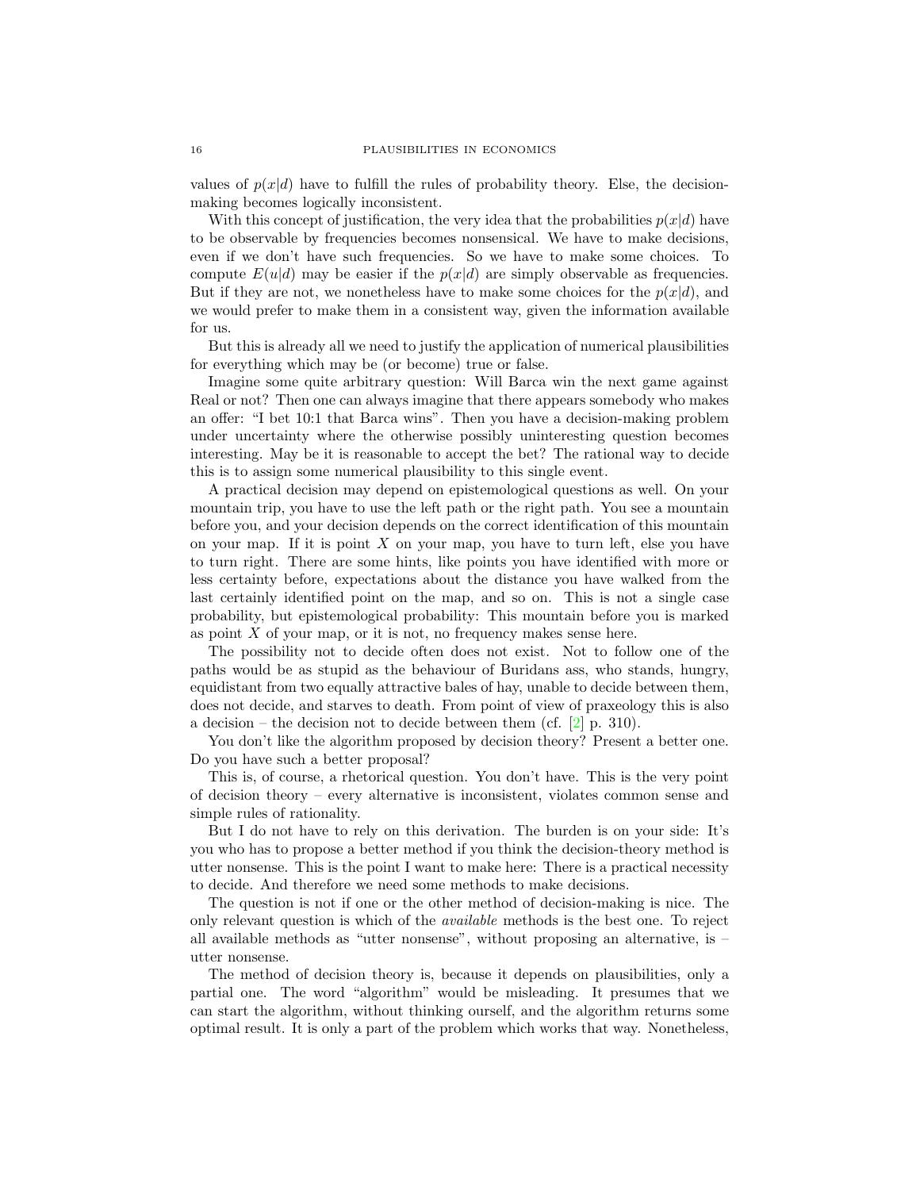values of $p(x|d)$ have to fulfill the rules of probability theory. Else, the decision-making becomes logically inconsistent.

With this concept of justification, the very idea that the probabilities $p(x|d)$ have to be observable by frequencies becomes nonsensical. We have to make decisions, even if we don't have such frequencies. So we have to make some choices. To compute $E(u|d)$ may be easier if the $p(x|d)$ are simply observable as frequencies. But if they are not, we nonetheless have to make some choices for the $p(x|d)$, and we would prefer to make them in a consistent way, given the information available for us.

But this is already all we need to justify the application of numerical plausibilities for everything which may be (or become) true or false.

Imagine some quite arbitrary question: Will Barca win the next game against Real or not? Then one can always imagine that there appears somebody who makes an offer: "I bet 10:1 that Barca wins". Then you have a decision-making problem under uncertainty where the otherwise possibly uninteresting question becomes interesting. May be it is reasonable to accept the bet? The rational way to decide this is to assign some numerical plausibility to this single event.

A practical decision may depend on epistemological questions as well. On your mountain trip, you have to use the left path or the right path. You see a mountain before you, and your decision depends on the correct identification of this mountain on your map. If it is point $X$ on your map, you have to turn left, else you have to turn right. There are some hints, like points you have identified with more or less certainty before, expectations about the distance you have walked from the last certainly identified point on the map, and so on. This is not a single case probability, but epistemological probability: This mountain before you is marked as point $X$ of your map, or it is not, no frequency makes sense here.

The possibility not to decide often does not exist. Not to follow one of the paths would be as stupid as the behaviour of Buridans ass, who stands, hungry, equidistant from two equally attractive bales of hay, unable to decide between them, does not decide, and starves to death. From point of view of praxeology this is also a decision – the decision not to decide between them (cf. [2] p. 310).

You don't like the algorithm proposed by decision theory? Present a better one. Do you have such a better proposal?

This is, of course, a rhetorical question. You don't have. This is the very point of decision theory – every alternative is inconsistent, violates common sense and simple rules of rationality.

But I do not have to rely on this derivation. The burden is on your side: It's you who has to propose a better method if you think the decision-theory method is utter nonsense. This is the point I want to make here: There is a practical necessity to decide. And therefore we need some methods to make decisions.

The question is not if one or the other method of decision-making is nice. The only relevant question is which of the *available* methods is the best one. To reject all available methods as "utter nonsense", without proposing an alternative, is – utter nonsense.

The method of decision theory is, because it depends on plausibilities, only a partial one. The word "algorithm" would be misleading. It presumes that we can start the algorithm, without thinking ourself, and the algorithm returns some optimal result. It is only a part of the problem which works that way. Nonetheless,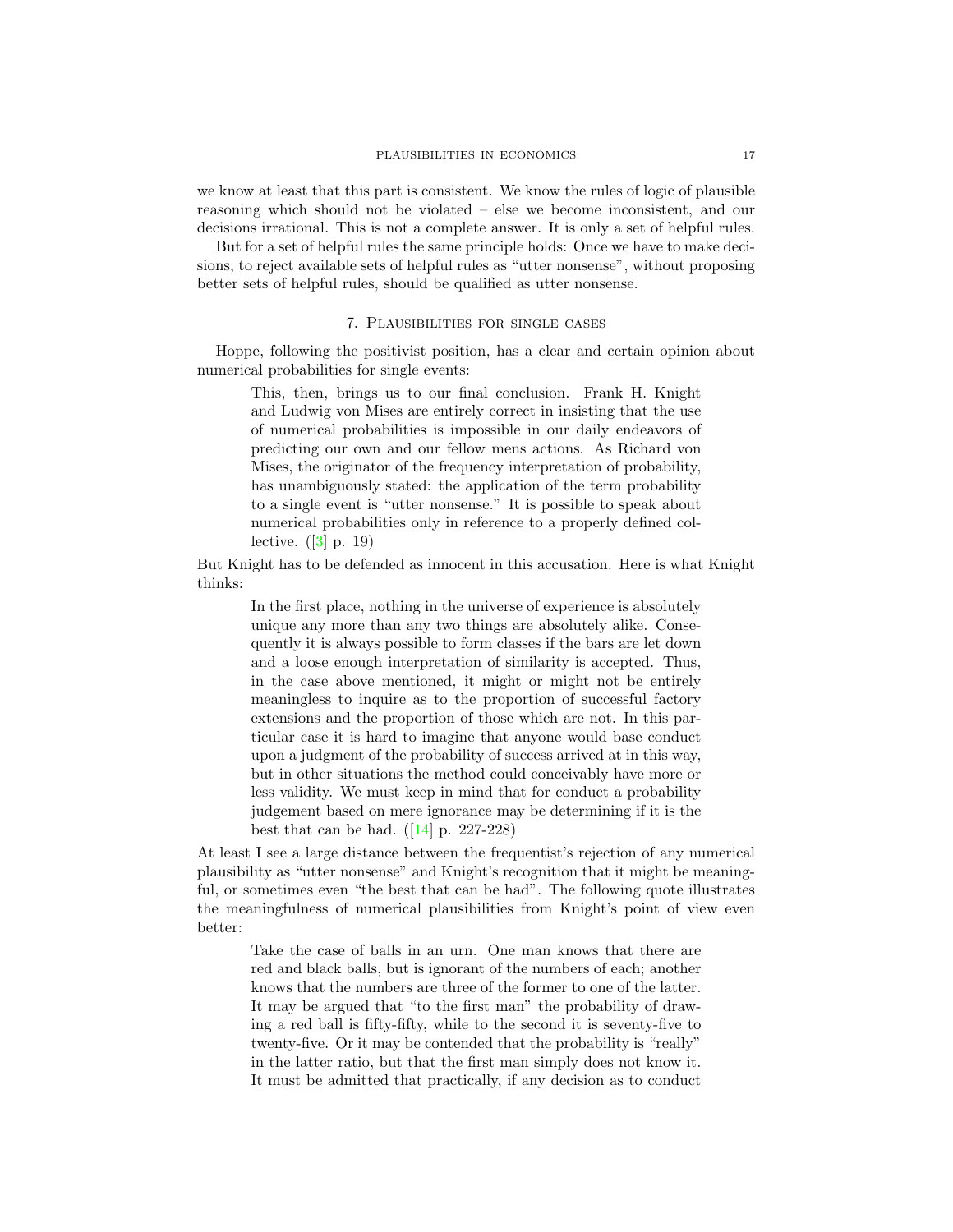we know at least that this part is consistent. We know the rules of logic of plausible reasoning which should not be violated – else we become inconsistent, and our decisions irrational. This is not a complete answer. It is only a set of helpful rules.

But for a set of helpful rules the same principle holds: Once we have to make decisions, to reject available sets of helpful rules as "utter nonsense", without proposing better sets of helpful rules, should be qualified as utter nonsense.

## 7. Plausibilities for single cases

Hoppe, following the positivist position, has a clear and certain opinion about numerical probabilities for single events:

> This, then, brings us to our final conclusion. Frank H. Knight and Ludwig von Mises are entirely correct in insisting that the use of numerical probabilities is impossible in our daily endeavors of predicting our own and our fellow mens actions. As Richard von Mises, the originator of the frequency interpretation of probability, has unambiguously stated: the application of the term probability to a single event is "utter nonsense." It is possible to speak about numerical probabilities only in reference to a properly defined collective. ([3] p. 19)

But Knight has to be defended as innocent in this accusation. Here is what Knight thinks:

> In the first place, nothing in the universe of experience is absolutely unique any more than any two things are absolutely alike. Consequently it is always possible to form classes if the bars are let down and a loose enough interpretation of similarity is accepted. Thus, in the case above mentioned, it might or might not be entirely meaningless to inquire as to the proportion of successful factory extensions and the proportion of those which are not. In this particular case it is hard to imagine that anyone would base conduct upon a judgment of the probability of success arrived at in this way, but in other situations the method could conceivably have more or less validity. We must keep in mind that for conduct a probability judgement based on mere ignorance may be determining if it is the best that can be had. ([14] p. 227-228)

At least I see a large distance between the frequentist's rejection of any numerical plausibility as "utter nonsense" and Knight's recognition that it might be meaningful, or sometimes even "the best that can be had". The following quote illustrates the meaningfulness of numerical plausibilities from Knight's point of view even better:

> Take the case of balls in an urn. One man knows that there are red and black balls, but is ignorant of the numbers of each; another knows that the numbers are three of the former to one of the latter. It may be argued that "to the first man" the probability of drawing a red ball is fifty-fifty, while to the second it is seventy-five to twenty-five. Or it may be contended that the probability is "really" in the latter ratio, but that the first man simply does not know it. It must be admitted that practically, if any decision as to conduct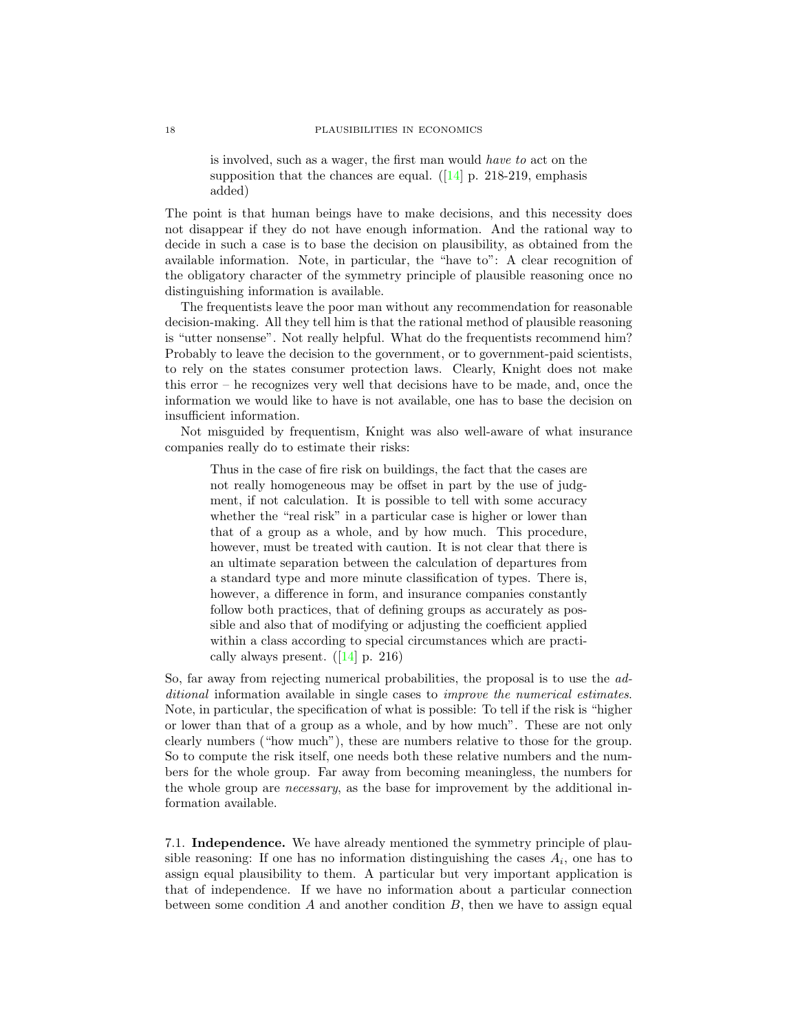> is involved, such as a wager, the first man would *have to* act on the supposition that the chances are equal. ([14] p. 218-219, emphasis added)

The point is that human beings have to make decisions, and this necessity does not disappear if they do not have enough information. And the rational way to decide in such a case is to base the decision on plausibility, as obtained from the available information. Note, in particular, the "have to": A clear recognition of the obligatory character of the symmetry principle of plausible reasoning once no distinguishing information is available.

The frequentists leave the poor man without any recommendation for reasonable decision-making. All they tell him is that the rational method of plausible reasoning is "utter nonsense". Not really helpful. What do the frequentists recommend him? Probably to leave the decision to the government, or to government-paid scientists, to rely on the states consumer protection laws. Clearly, Knight does not make this error – he recognizes very well that decisions have to be made, and, once the information we would like to have is not available, one has to base the decision on insufficient information.

Not misguided by frequentism, Knight was also well-aware of what insurance companies really do to estimate their risks:

> Thus in the case of fire risk on buildings, the fact that the cases are not really homogeneous may be offset in part by the use of judgment, if not calculation. It is possible to tell with some accuracy whether the "real risk" in a particular case is higher or lower than that of a group as a whole, and by how much. This procedure, however, must be treated with caution. It is not clear that there is an ultimate separation between the calculation of departures from a standard type and more minute classification of types. There is, however, a difference in form, and insurance companies constantly follow both practices, that of defining groups as accurately as possible and also that of modifying or adjusting the coefficient applied within a class according to special circumstances which are practically always present. ([14] p. 216)

So, far away from rejecting numerical probabilities, the proposal is to use the *additional* information available in single cases to *improve the numerical estimates*. Note, in particular, the specification of what is possible: To tell if the risk is "higher or lower than that of a group as a whole, and by how much". These are not only clearly numbers ("how much"), these are numbers relative to those for the group. So to compute the risk itself, one needs both these relative numbers and the numbers for the whole group. Far away from becoming meaningless, the numbers for the whole group are *necessary*, as the base for improvement by the additional information available.

7.1. **Independence.** We have already mentioned the symmetry principle of plausible reasoning: If one has no information distinguishing the cases $A_i$, one has to assign equal plausibility to them. A particular but very important application is that of independence. If we have no information about a particular connection between some condition $A$ and another condition $B$, then we have to assign equal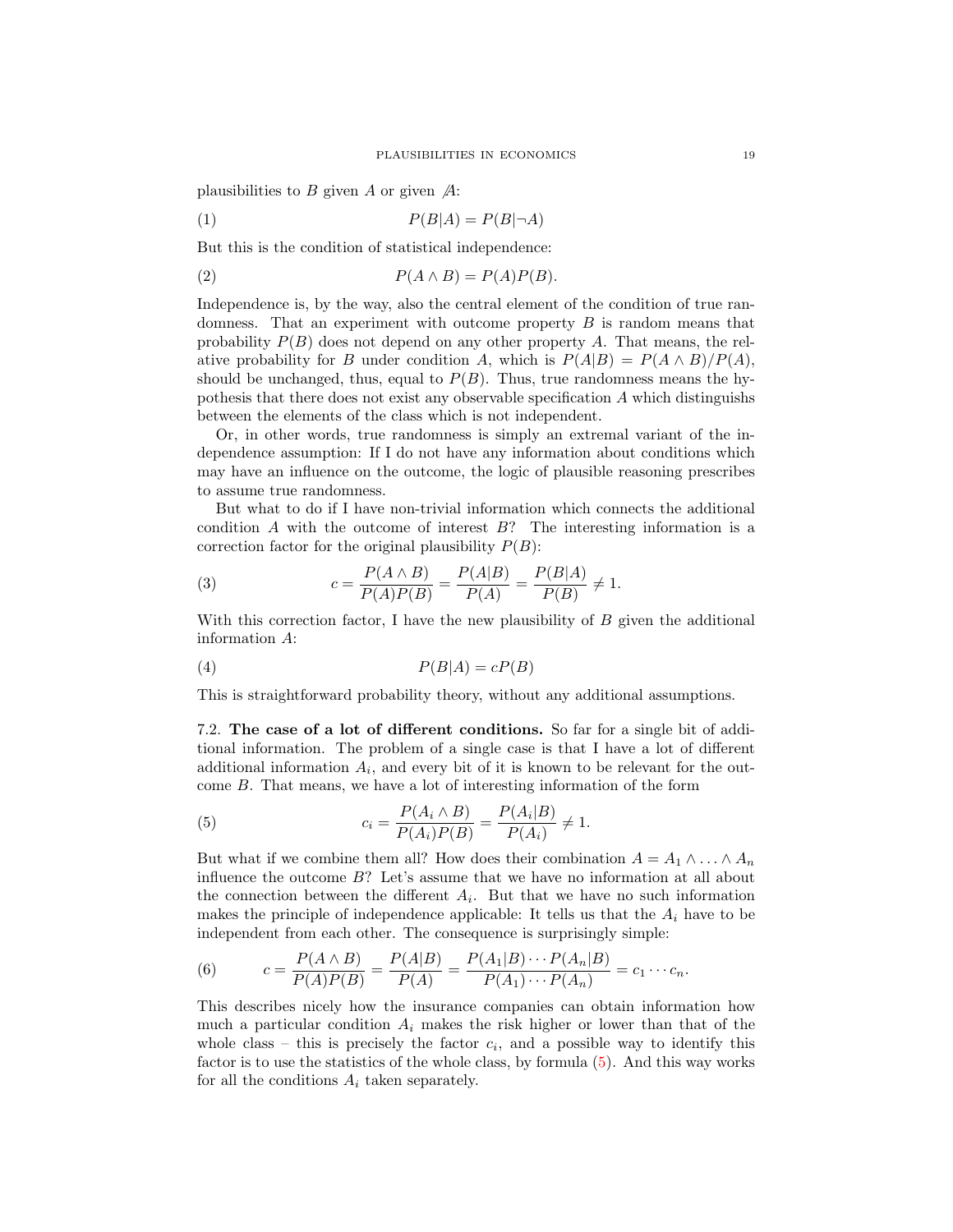plausibilities to $B$ given $A$ or given $\not A$:

$$P(B|A) = P(B|\neg A) \tag{1}$$

But this is the condition of statistical independence:

$$P(A \wedge B) = P(A)P(B). \tag{2}$$

Independence is, by the way, also the central element of the condition of true randomness. That an experiment with outcome property $B$ is random means that probability $P(B)$ does not depend on any other property $A$. That means, the relative probability for $B$ under condition $A$, which is $P(A|B) = P(A \wedge B)/P(A)$, should be unchanged, thus, equal to $P(B)$. Thus, true randomness means the hypothesis that there does not exist any observable specification $A$ which distinguishs between the elements of the class which is not independent.

Or, in other words, true randomness is simply an extremal variant of the independence assumption: If I do not have any information about conditions which may have an influence on the outcome, the logic of plausible reasoning prescribes to assume true randomness.

But what to do if I have non-trivial information which connects the additional condition $A$ with the outcome of interest $B$? The interesting information is a correction factor for the original plausibility $P(B)$:

$$c = \frac{P(A \wedge B)}{P(A)P(B)} = \frac{P(A|B)}{P(A)} = \frac{P(B|A)}{P(B)} \neq 1. \tag{3}$$

With this correction factor, I have the new plausibility of $B$ given the additional information $A$:

$$P(B|A) = cP(B) \tag{4}$$

This is straightforward probability theory, without any additional assumptions.

**7.2. The case of a lot of different conditions.** So far for a single bit of additional information. The problem of a single case is that I have a lot of different additional information $A_i$, and every bit of it is known to be relevant for the outcome $B$. That means, we have a lot of interesting information of the form

$$c_i = \frac{P(A_i \wedge B)}{P(A_i)P(B)} = \frac{P(A_i|B)}{P(A_i)} \neq 1. \tag{5}$$

But what if we combine them all? How does their combination $A = A_1 \wedge \ldots \wedge A_n$ influence the outcome $B$? Let's assume that we have no information at all about the connection between the different $A_i$. But that we have no such information makes the principle of independence applicable: It tells us that the $A_i$ have to be independent from each other. The consequence is surprisingly simple:

$$c = \frac{P(A \wedge B)}{P(A)P(B)} = \frac{P(A|B)}{P(A)} = \frac{P(A_1|B) \cdots P(A_n|B)}{P(A_1) \cdots P(A_n)} = c_1 \cdots c_n. \tag{6}$$

This describes nicely how the insurance companies can obtain information how much a particular condition $A_i$ makes the risk higher or lower than that of the whole class – this is precisely the factor $c_i$, and a possible way to identify this factor is to use the statistics of the whole class, by formula (5). And this way works for all the conditions $A_i$ taken separately.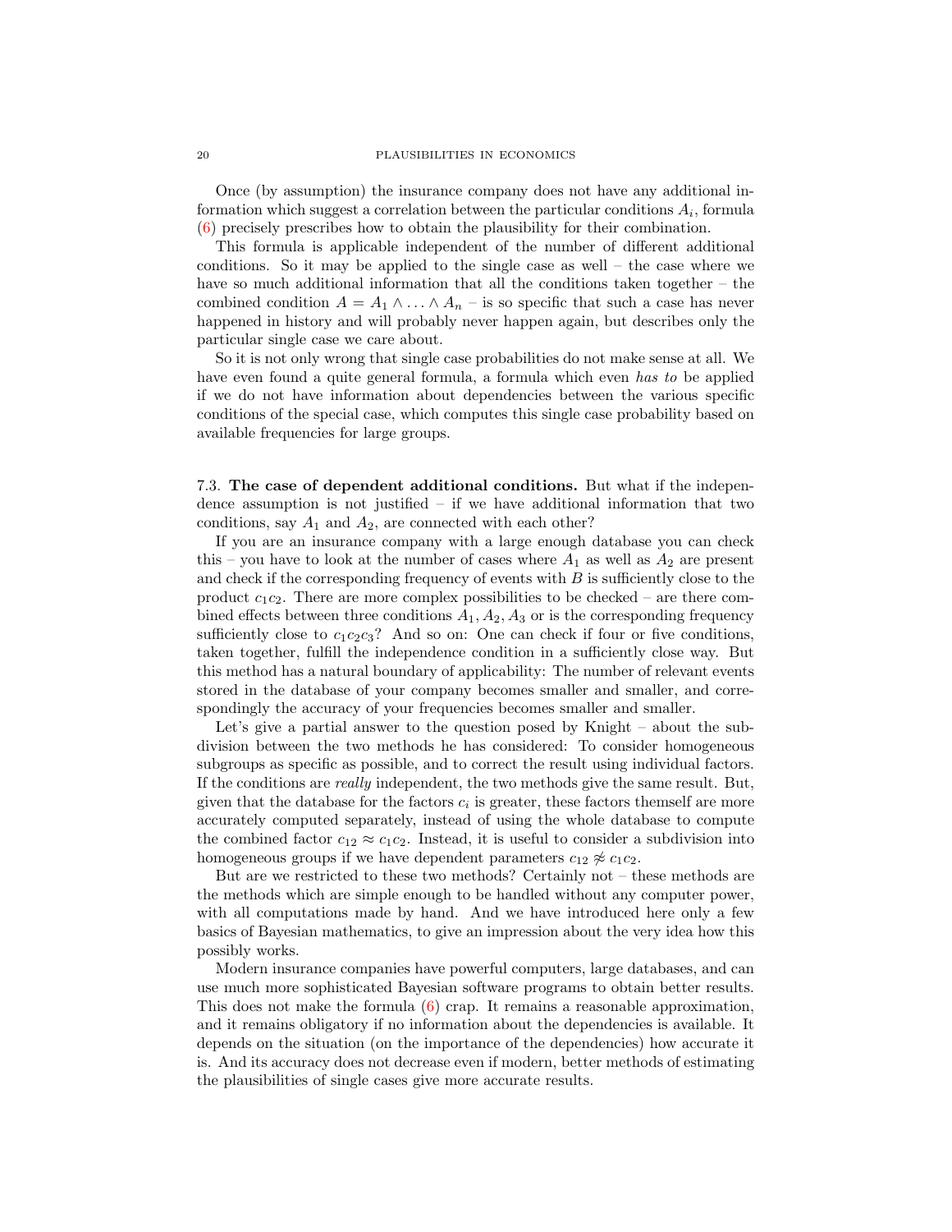Once (by assumption) the insurance company does not have any additional information which suggest a correlation between the particular conditions $A_i$, formula (6) precisely prescribes how to obtain the plausibility for their combination.

This formula is applicable independent of the number of different additional conditions. So it may be applied to the single case as well – the case where we have so much additional information that all the conditions taken together – the combined condition $A = A_1 \wedge \ldots \wedge A_n$ – is so specific that such a case has never happened in history and will probably never happen again, but describes only the particular single case we care about.

So it is not only wrong that single case probabilities do not make sense at all. We have even found a quite general formula, a formula which even *has to* be applied if we do not have information about dependencies between the various specific conditions of the special case, which computes this single case probability based on available frequencies for large groups.

7.3. **The case of dependent additional conditions.** But what if the independence assumption is not justified – if we have additional information that two conditions, say $A_1$ and $A_2$, are connected with each other?

If you are an insurance company with a large enough database you can check this – you have to look at the number of cases where $A_1$ as well as $A_2$ are present and check if the corresponding frequency of events with $B$ is sufficiently close to the product $c_1c_2$. There are more complex possibilities to be checked – are there combined effects between three conditions $A_1, A_2, A_3$ or is the corresponding frequency sufficiently close to $c_1c_2c_3$? And so on: One can check if four or five conditions, taken together, fulfill the independence condition in a sufficiently close way. But this method has a natural boundary of applicability: The number of relevant events stored in the database of your company becomes smaller and smaller, and correspondingly the accuracy of your frequencies becomes smaller and smaller.

Let's give a partial answer to the question posed by Knight – about the subdivision between the two methods he has considered: To consider homogeneous subgroups as specific as possible, and to correct the result using individual factors. If the conditions are *really* independent, the two methods give the same result. But, given that the database for the factors $c_i$ is greater, these factors themself are more accurately computed separately, instead of using the whole database to compute the combined factor $c_{12} \approx c_1c_2$. Instead, it is useful to consider a subdivision into homogeneous groups if we have dependent parameters $c_{12} \not\approx c_1c_2$.

But are we restricted to these two methods? Certainly not – these methods are the methods which are simple enough to be handled without any computer power, with all computations made by hand. And we have introduced here only a few basics of Bayesian mathematics, to give an impression about the very idea how this possibly works.

Modern insurance companies have powerful computers, large databases, and can use much more sophisticated Bayesian software programs to obtain better results. This does not make the formula (6) crap. It remains a reasonable approximation, and it remains obligatory if no information about the dependencies is available. It depends on the situation (on the importance of the dependencies) how accurate it is. And its accuracy does not decrease even if modern, better methods of estimating the plausibilities of single cases give more accurate results.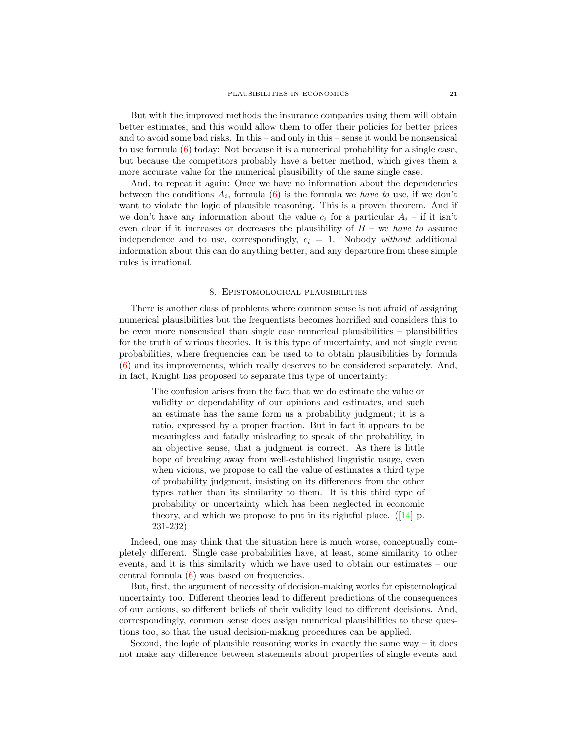But with the improved methods the insurance companies using them will obtain better estimates, and this would allow them to offer their policies for better prices and to avoid some bad risks. In this – and only in this – sense it would be nonsensical to use formula (6) today: Not because it is a numerical probability for a single case, but because the competitors probably have a better method, which gives them a more accurate value for the numerical plausibility of the same single case.

And, to repeat it again: Once we have no information about the dependencies between the conditions $A_i$, formula (6) is the formula we *have to* use, if we don't want to violate the logic of plausible reasoning. This is a proven theorem. And if we don't have any information about the value $c_i$ for a particular $A_i$ – if it isn't even clear if it increases or decreases the plausibility of $B$ – we *have to* assume independence and to use, correspondingly, $c_i = 1$. Nobody *without* additional information about this can do anything better, and any departure from these simple rules is irrational.

## 8. Epistomological plausibilities

There is another class of problems where common sense is not afraid of assigning numerical plausibilities but the frequentists becomes horrified and considers this to be even more nonsensical than single case numerical plausibilities – plausibilities for the truth of various theories. It is this type of uncertainty, and not single event probabilities, where frequencies can be used to to obtain plausibilities by formula (6) and its improvements, which really deserves to be considered separately. And, in fact, Knight has proposed to separate this type of uncertainty:

> The confusion arises from the fact that we do estimate the value or validity or dependability of our opinions and estimates, and such an estimate has the same form us a probability judgment; it is a ratio, expressed by a proper fraction. But in fact it appears to be meaningless and fatally misleading to speak of the probability, in an objective sense, that a judgment is correct. As there is little hope of breaking away from well-established linguistic usage, even when vicious, we propose to call the value of estimates a third type of probability judgment, insisting on its differences from the other types rather than its similarity to them. It is this third type of probability or uncertainty which has been neglected in economic theory, and which we propose to put in its rightful place. ([14] p. 231-232)

Indeed, one may think that the situation here is much worse, conceptually completely different. Single case probabilities have, at least, some similarity to other events, and it is this similarity which we have used to obtain our estimates – our central formula (6) was based on frequencies.

But, first, the argument of necessity of decision-making works for epistemological uncertainty too. Different theories lead to different predictions of the consequences of our actions, so different beliefs of their validity lead to different decisions. And, correspondingly, common sense does assign numerical plausibilities to these questions too, so that the usual decision-making procedures can be applied.

Second, the logic of plausible reasoning works in exactly the same way – it does not make any difference between statements about properties of single events and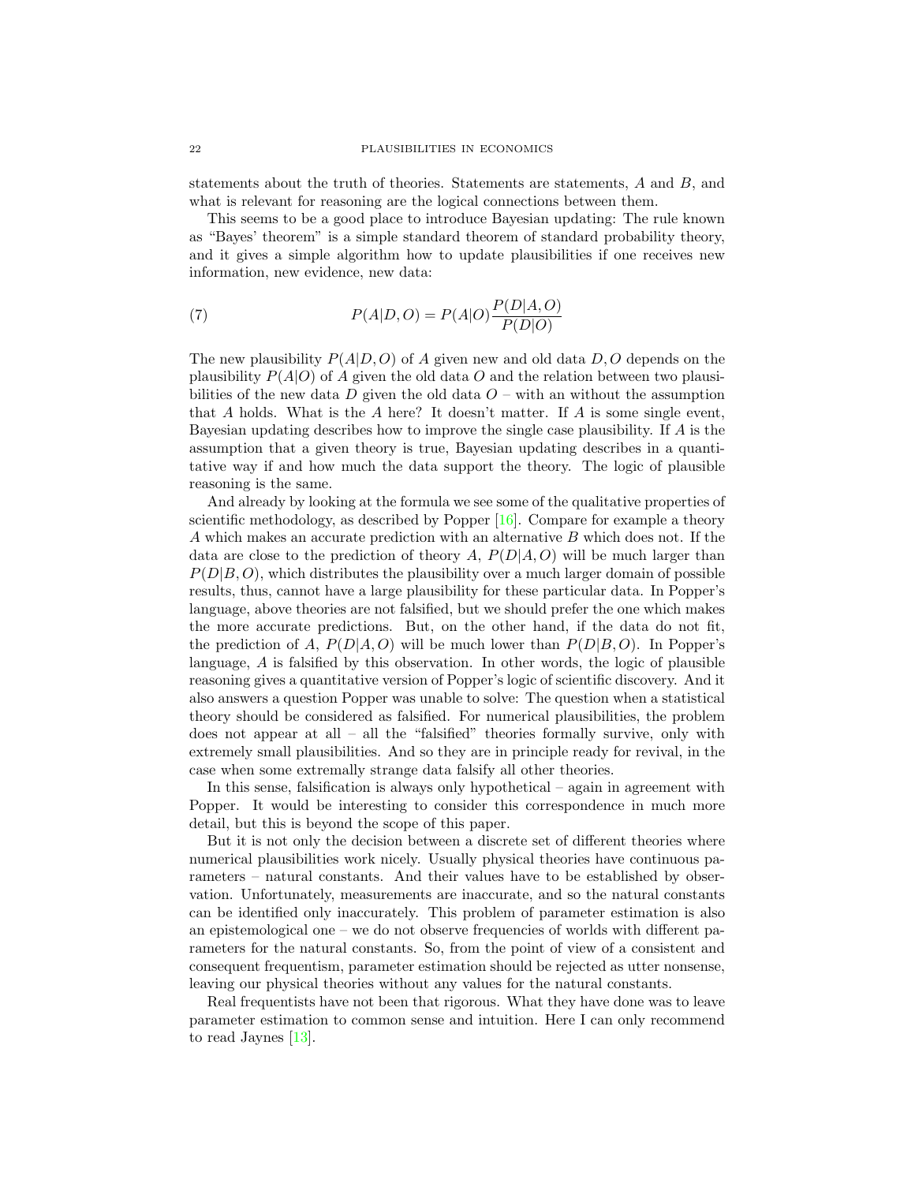statements about the truth of theories. Statements are statements, $A$ and $B$, and what is relevant for reasoning are the logical connections between them.

This seems to be a good place to introduce Bayesian updating: The rule known as "Bayes' theorem" is a simple standard theorem of standard probability theory, and it gives a simple algorithm how to update plausibilities if one receives new information, new evidence, new data:

$$P(A|D,O) = P(A|O)\frac{P(D|A,O)}{P(D|O)} \tag{7}$$

The new plausibility $P(A|D,O)$ of $A$ given new and old data $D,O$ depends on the plausibility $P(A|O)$ of $A$ given the old data $O$ and the relation between two plausibilities of the new data $D$ given the old data $O$ – with an without the assumption that $A$ holds. What is the $A$ here? It doesn't matter. If $A$ is some single event, Bayesian updating describes how to improve the single case plausibility. If $A$ is the assumption that a given theory is true, Bayesian updating describes in a quantitative way if and how much the data support the theory. The logic of plausible reasoning is the same.

And already by looking at the formula we see some of the qualitative properties of scientific methodology, as described by Popper [16]. Compare for example a theory $A$ which makes an accurate prediction with an alternative $B$ which does not. If the data are close to the prediction of theory $A$, $P(D|A,O)$ will be much larger than $P(D|B,O)$, which distributes the plausibility over a much larger domain of possible results, thus, cannot have a large plausibility for these particular data. In Popper's language, above theories are not falsified, but we should prefer the one which makes the more accurate predictions. But, on the other hand, if the data do not fit, the prediction of $A$, $P(D|A,O)$ will be much lower than $P(D|B,O)$. In Popper's language, $A$ is falsified by this observation. In other words, the logic of plausible reasoning gives a quantitative version of Popper's logic of scientific discovery. And it also answers a question Popper was unable to solve: The question when a statistical theory should be considered as falsified. For numerical plausibilities, the problem does not appear at all – all the "falsified" theories formally survive, only with extremely small plausibilities. And so they are in principle ready for revival, in the case when some extremally strange data falsify all other theories.

In this sense, falsification is always only hypothetical – again in agreement with Popper. It would be interesting to consider this correspondence in much more detail, but this is beyond the scope of this paper.

But it is not only the decision between a discrete set of different theories where numerical plausibilities work nicely. Usually physical theories have continuous parameters – natural constants. And their values have to be established by observation. Unfortunately, measurements are inaccurate, and so the natural constants can be identified only inaccurately. This problem of parameter estimation is also an epistemological one – we do not observe frequencies of worlds with different parameters for the natural constants. So, from the point of view of a consistent and consequent frequentism, parameter estimation should be rejected as utter nonsense, leaving our physical theories without any values for the natural constants.

Real frequentists have not been that rigorous. What they have done was to leave parameter estimation to common sense and intuition. Here I can only recommend to read Jaynes [13].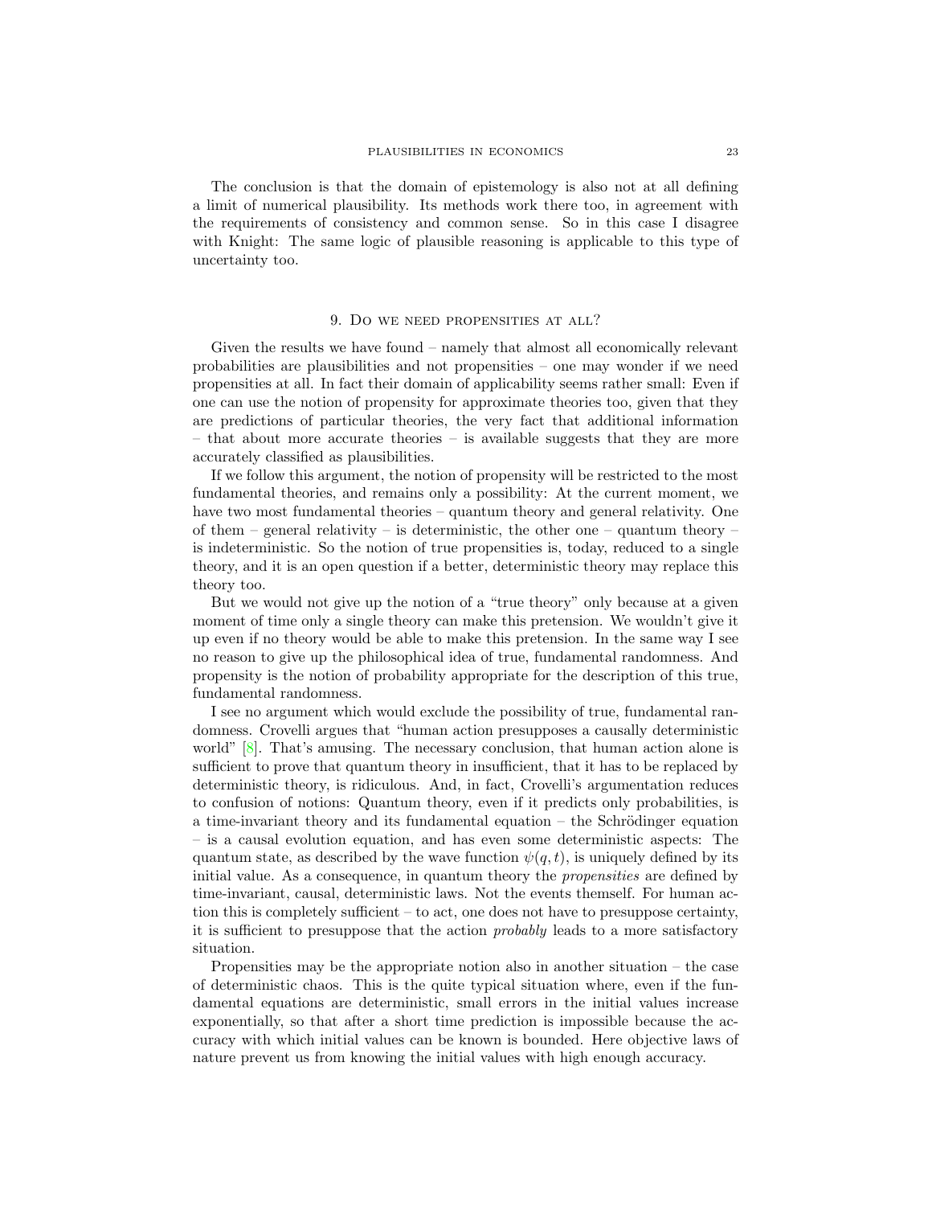The conclusion is that the domain of epistemology is also not at all defining a limit of numerical plausibility. Its methods work there too, in agreement with the requirements of consistency and common sense. So in this case I disagree with Knight: The same logic of plausible reasoning is applicable to this type of uncertainty too.

## 9. Do we need propensities at all?

Given the results we have found – namely that almost all economically relevant probabilities are plausibilities and not propensities – one may wonder if we need propensities at all. In fact their domain of applicability seems rather small: Even if one can use the notion of propensity for approximate theories too, given that they are predictions of particular theories, the very fact that additional information – that about more accurate theories – is available suggests that they are more accurately classified as plausibilities.

If we follow this argument, the notion of propensity will be restricted to the most fundamental theories, and remains only a possibility: At the current moment, we have two most fundamental theories – quantum theory and general relativity. One of them – general relativity – is deterministic, the other one – quantum theory – is indeterministic. So the notion of true propensities is, today, reduced to a single theory, and it is an open question if a better, deterministic theory may replace this theory too.

But we would not give up the notion of a "true theory" only because at a given moment of time only a single theory can make this pretension. We wouldn't give it up even if no theory would be able to make this pretension. In the same way I see no reason to give up the philosophical idea of true, fundamental randomness. And propensity is the notion of probability appropriate for the description of this true, fundamental randomness.

I see no argument which would exclude the possibility of true, fundamental randomness. Crovelli argues that "human action presupposes a causally deterministic world" [8]. That's amusing. The necessary conclusion, that human action alone is sufficient to prove that quantum theory in insufficient, that it has to be replaced by deterministic theory, is ridiculous. And, in fact, Crovelli's argumentation reduces to confusion of notions: Quantum theory, even if it predicts only probabilities, is a time-invariant theory and its fundamental equation – the Schrödinger equation – is a causal evolution equation, and has even some deterministic aspects: The quantum state, as described by the wave function $\psi(q, t)$, is uniquely defined by its initial value. As a consequence, in quantum theory the *propensities* are defined by time-invariant, causal, deterministic laws. Not the events themself. For human action this is completely sufficient – to act, one does not have to presuppose certainty, it is sufficient to presuppose that the action *probably* leads to a more satisfactory situation.

Propensities may be the appropriate notion also in another situation – the case of deterministic chaos. This is the quite typical situation where, even if the fundamental equations are deterministic, small errors in the initial values increase exponentially, so that after a short time prediction is impossible because the accuracy with which initial values can be known is bounded. Here objective laws of nature prevent us from knowing the initial values with high enough accuracy.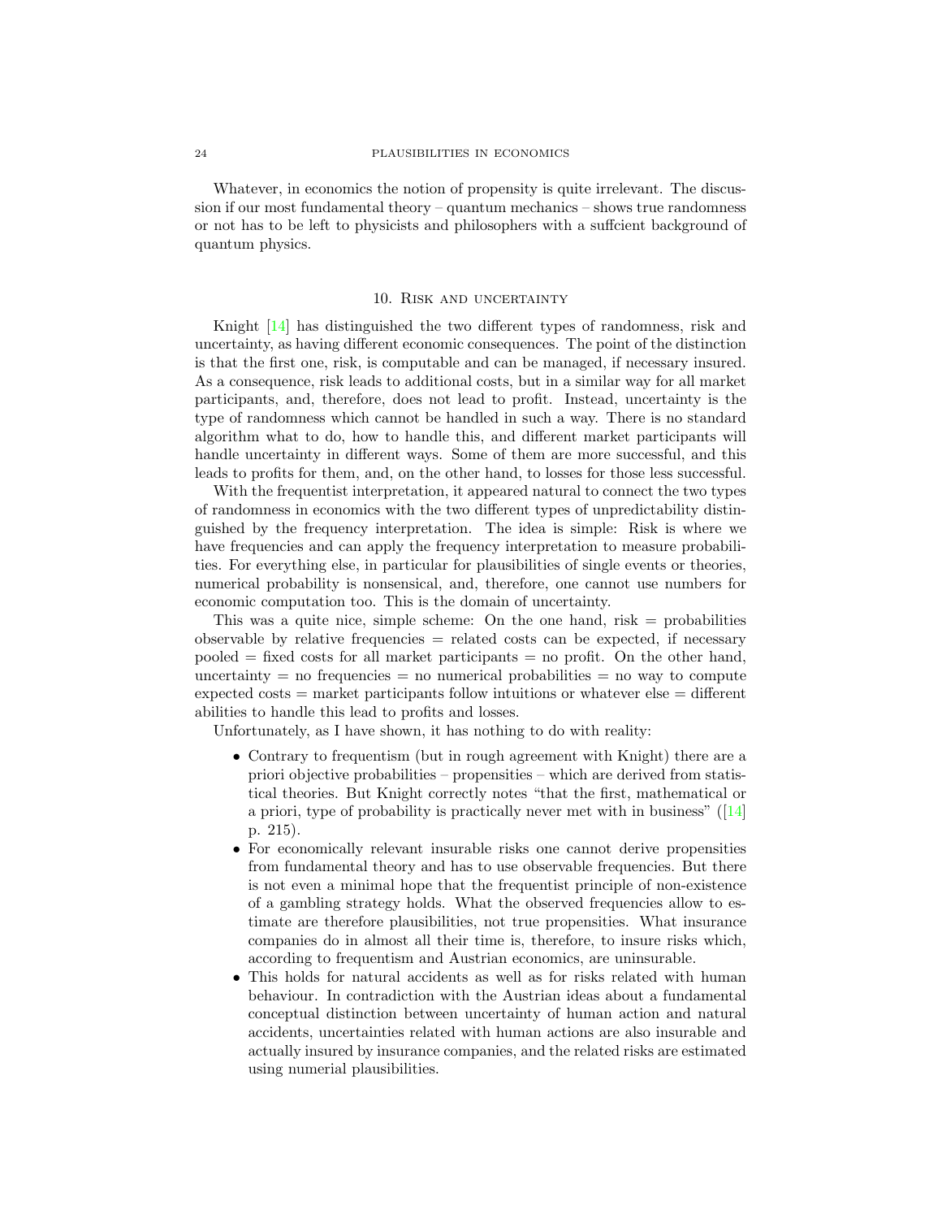Whatever, in economics the notion of propensity is quite irrelevant. The discussion if our most fundamental theory – quantum mechanics – shows true randomness or not has to be left to physicists and philosophers with a suffcient background of quantum physics.

## 10. Risk and uncertainty

Knight [14] has distinguished the two different types of randomness, risk and uncertainty, as having different economic consequences. The point of the distinction is that the first one, risk, is computable and can be managed, if necessary insured. As a consequence, risk leads to additional costs, but in a similar way for all market participants, and, therefore, does not lead to profit. Instead, uncertainty is the type of randomness which cannot be handled in such a way. There is no standard algorithm what to do, how to handle this, and different market participants will handle uncertainty in different ways. Some of them are more successful, and this leads to profits for them, and, on the other hand, to losses for those less successful.

With the frequentist interpretation, it appeared natural to connect the two types of randomness in economics with the two different types of unpredictability distinguished by the frequency interpretation. The idea is simple: Risk is where we have frequencies and can apply the frequency interpretation to measure probabilities. For everything else, in particular for plausibilities of single events or theories, numerical probability is nonsensical, and, therefore, one cannot use numbers for economic computation too. This is the domain of uncertainty.

This was a quite nice, simple scheme: On the one hand, risk = probabilities observable by relative frequencies = related costs can be expected, if necessary pooled = fixed costs for all market participants = no profit. On the other hand, uncertainty = no frequencies = no numerical probabilities = no way to compute expected costs = market participants follow intuitions or whatever else = different abilities to handle this lead to profits and losses.

Unfortunately, as I have shown, it has nothing to do with reality:

- Contrary to frequentism (but in rough agreement with Knight) there are a priori objective probabilities – propensities – which are derived from statistical theories. But Knight correctly notes "that the first, mathematical or a priori, type of probability is practically never met with in business" ([14] p. 215).
- For economically relevant insurable risks one cannot derive propensities from fundamental theory and has to use observable frequencies. But there is not even a minimal hope that the frequentist principle of non-existence of a gambling strategy holds. What the observed frequencies allow to estimate are therefore plausibilities, not true propensities. What insurance companies do in almost all their time is, therefore, to insure risks which, according to frequentism and Austrian economics, are uninsurable.
- This holds for natural accidents as well as for risks related with human behaviour. In contradiction with the Austrian ideas about a fundamental conceptual distinction between uncertainty of human action and natural accidents, uncertainties related with human actions are also insurable and actually insured by insurance companies, and the related risks are estimated using numerial plausibilities.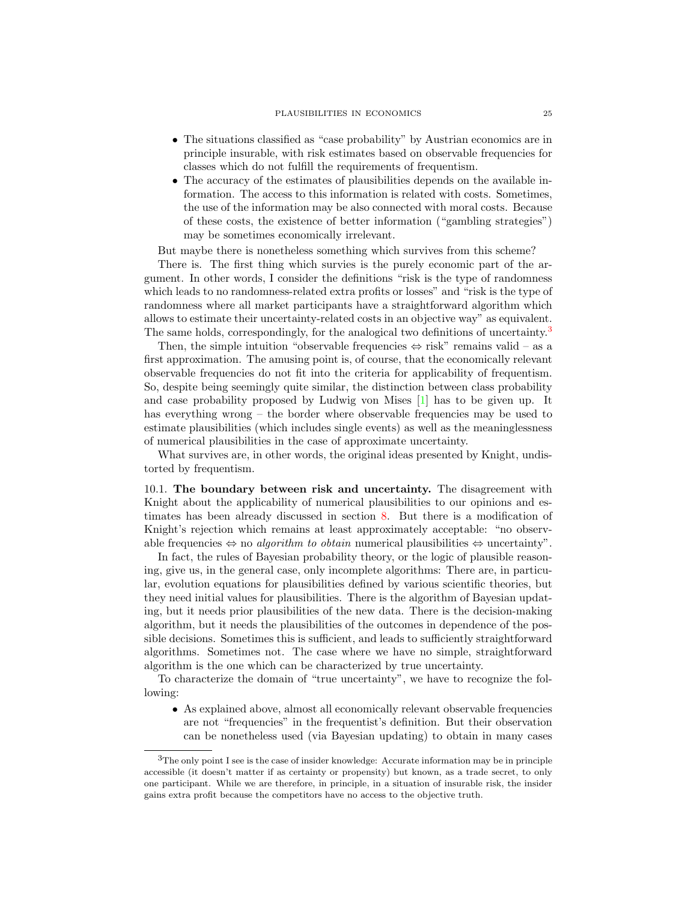- The situations classified as "case probability" by Austrian economics are in principle insurable, with risk estimates based on observable frequencies for classes which do not fulfill the requirements of frequentism.
- The accuracy of the estimates of plausibilities depends on the available information. The access to this information is related with costs. Sometimes, the use of the information may be also connected with moral costs. Because of these costs, the existence of better information ("gambling strategies") may be sometimes economically irrelevant.

But maybe there is nonetheless something which survives from this scheme?

There is. The first thing which survies is the purely economic part of the argument. In other words, I consider the definitions "risk is the type of randomness which leads to no randomness-related extra profits or losses" and "risk is the type of randomness where all market participants have a straightforward algorithm which allows to estimate their uncertainty-related costs in an objective way" as equivalent. The same holds, correspondingly, for the analogical two definitions of uncertainty.[3]

Then, the simple intuition "observable frequencies $\Leftrightarrow$ risk" remains valid – as a first approximation. The amusing point is, of course, that the economically relevant observable frequencies do not fit into the criteria for applicability of frequentism. So, despite being seemingly quite similar, the distinction between class probability and case probability proposed by Ludwig von Mises [1] has to be given up. It has everything wrong – the border where observable frequencies may be used to estimate plausibilities (which includes single events) as well as the meaninglessness of numerical plausibilities in the case of approximate uncertainty.

What survives are, in other words, the original ideas presented by Knight, undistorted by frequentism.

**10.1. The boundary between risk and uncertainty.** The disagreement with Knight about the applicability of numerical plausibilities to our opinions and estimates has been already discussed in section 8. But there is a modification of Knight's rejection which remains at least approximately acceptable: "no observable frequencies $\Leftrightarrow$ no *algorithm to obtain* numerical plausibilities $\Leftrightarrow$ uncertainty".

In fact, the rules of Bayesian probability theory, or the logic of plausible reasoning, give us, in the general case, only incomplete algorithms: There are, in particular, evolution equations for plausibilities defined by various scientific theories, but they need initial values for plausibilities. There is the algorithm of Bayesian updating, but it needs prior plausibilities of the new data. There is the decision-making algorithm, but it needs the plausibilities of the outcomes in dependence of the possible decisions. Sometimes this is sufficient, and leads to sufficiently straightforward algorithms. Sometimes not. The case where we have no simple, straightforward algorithm is the one which can be characterized by true uncertainty.

To characterize the domain of "true uncertainty", we have to recognize the following:

- As explained above, almost all economically relevant observable frequencies are not "frequencies" in the frequentist's definition. But their observation can be nonetheless used (via Bayesian updating) to obtain in many cases

[3] The only point I see is the case of insider knowledge: Accurate information may be in principle accessible (it doesn't matter if as certainty or propensity) but known, as a trade secret, to only one participant. While we are therefore, in principle, in a situation of insurable risk, the insider gains extra profit because the competitors have no access to the objective truth.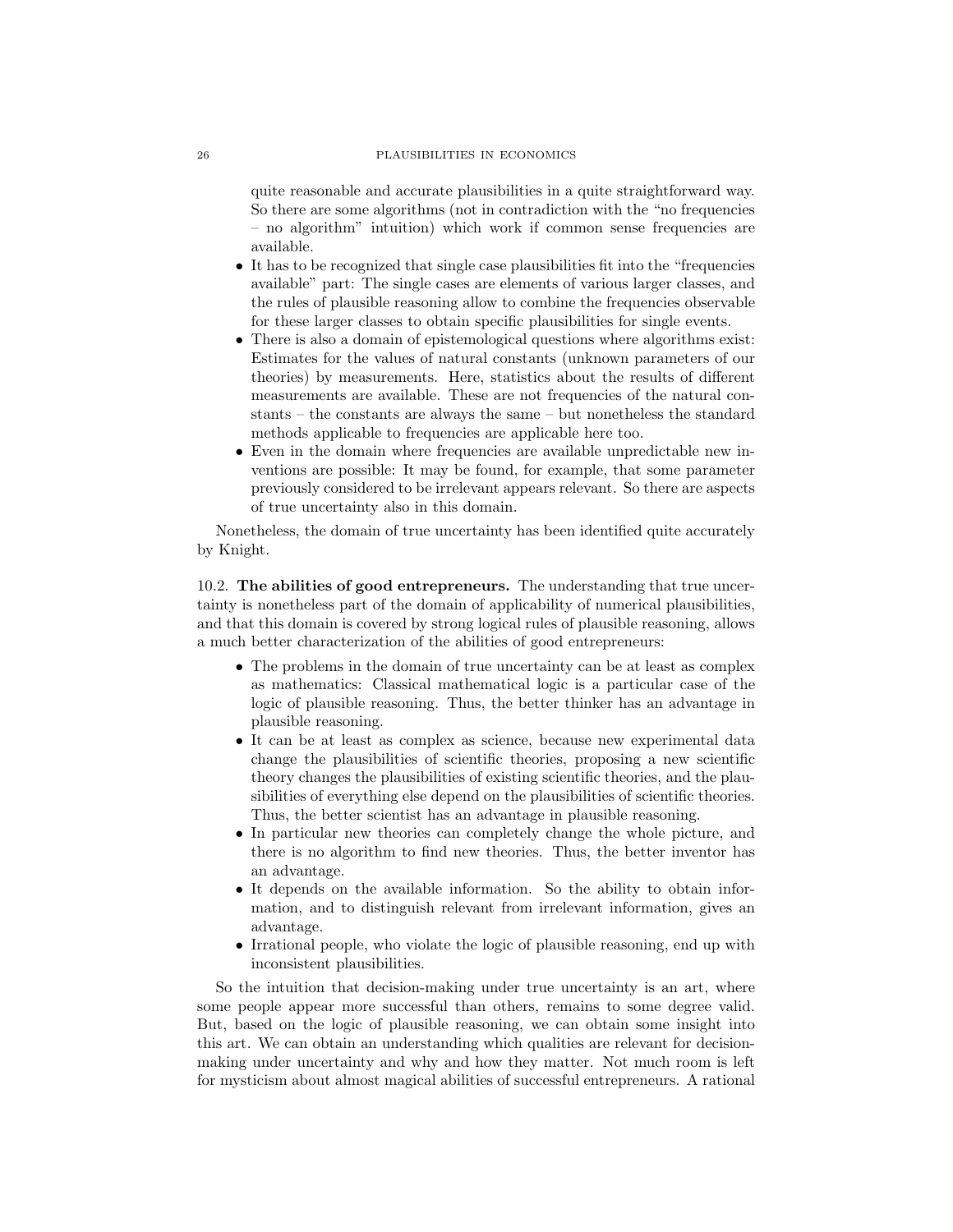quite reasonable and accurate plausibilities in a quite straightforward way. So there are some algorithms (not in contradiction with the "no frequencies – no algorithm" intuition) which work if common sense frequencies are available.

- It has to be recognized that single case plausibilities fit into the "frequencies available" part: The single cases are elements of various larger classes, and the rules of plausible reasoning allow to combine the frequencies observable for these larger classes to obtain specific plausibilities for single events.
- There is also a domain of epistemological questions where algorithms exist: Estimates for the values of natural constants (unknown parameters of our theories) by measurements. Here, statistics about the results of different measurements are available. These are not frequencies of the natural constants – the constants are always the same – but nonetheless the standard methods applicable to frequencies are applicable here too.
- Even in the domain where frequencies are available unpredictable new inventions are possible: It may be found, for example, that some parameter previously considered to be irrelevant appears relevant. So there are aspects of true uncertainty also in this domain.

Nonetheless, the domain of true uncertainty has been identified quite accurately by Knight.

10.2. **The abilities of good entrepreneurs.** The understanding that true uncertainty is nonetheless part of the domain of applicability of numerical plausibilities, and that this domain is covered by strong logical rules of plausible reasoning, allows a much better characterization of the abilities of good entrepreneurs:

- The problems in the domain of true uncertainty can be at least as complex as mathematics: Classical mathematical logic is a particular case of the logic of plausible reasoning. Thus, the better thinker has an advantage in plausible reasoning.
- It can be at least as complex as science, because new experimental data change the plausibilities of scientific theories, proposing a new scientific theory changes the plausibilities of existing scientific theories, and the plausibilities of everything else depend on the plausibilities of scientific theories. Thus, the better scientist has an advantage in plausible reasoning.
- In particular new theories can completely change the whole picture, and there is no algorithm to find new theories. Thus, the better inventor has an advantage.
- It depends on the available information. So the ability to obtain information, and to distinguish relevant from irrelevant information, gives an advantage.
- Irrational people, who violate the logic of plausible reasoning, end up with inconsistent plausibilities.

So the intuition that decision-making under true uncertainty is an art, where some people appear more successful than others, remains to some degree valid. But, based on the logic of plausible reasoning, we can obtain some insight into this art. We can obtain an understanding which qualities are relevant for decision-making under uncertainty and why and how they matter. Not much room is left for mysticism about almost magical abilities of successful entrepreneurs. A rational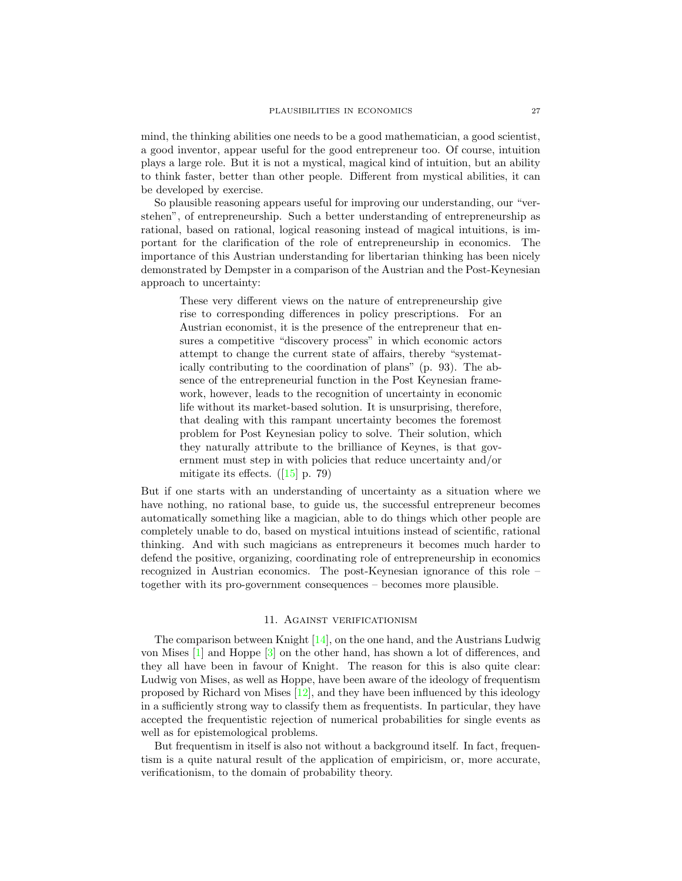mind, the thinking abilities one needs to be a good mathematician, a good scientist, a good inventor, appear useful for the good entrepreneur too. Of course, intuition plays a large role. But it is not a mystical, magical kind of intuition, but an ability to think faster, better than other people. Different from mystical abilities, it can be developed by exercise.

So plausible reasoning appears useful for improving our understanding, our "verstehen", of entrepreneurship. Such a better understanding of entrepreneurship as rational, based on rational, logical reasoning instead of magical intuitions, is important for the clarification of the role of entrepreneurship in economics. The importance of this Austrian understanding for libertarian thinking has been nicely demonstrated by Dempster in a comparison of the Austrian and the Post-Keynesian approach to uncertainty:

> These very different views on the nature of entrepreneurship give rise to corresponding differences in policy prescriptions. For an Austrian economist, it is the presence of the entrepreneur that ensures a competitive "discovery process" in which economic actors attempt to change the current state of affairs, thereby "systematically contributing to the coordination of plans" (p. 93). The absence of the entrepreneurial function in the Post Keynesian framework, however, leads to the recognition of uncertainty in economic life without its market-based solution. It is unsurprising, therefore, that dealing with this rampant uncertainty becomes the foremost problem for Post Keynesian policy to solve. Their solution, which they naturally attribute to the brilliance of Keynes, is that government must step in with policies that reduce uncertainty and/or mitigate its effects. ([15] p. 79)

But if one starts with an understanding of uncertainty as a situation where we have nothing, no rational base, to guide us, the successful entrepreneur becomes automatically something like a magician, able to do things which other people are completely unable to do, based on mystical intuitions instead of scientific, rational thinking. And with such magicians as entrepreneurs it becomes much harder to defend the positive, organizing, coordinating role of entrepreneurship in economics recognized in Austrian economics. The post-Keynesian ignorance of this role – together with its pro-government consequences – becomes more plausible.

## 11. Against verificationism

The comparison between Knight [14], on the one hand, and the Austrians Ludwig von Mises [1] and Hoppe [3] on the other hand, has shown a lot of differences, and they all have been in favour of Knight. The reason for this is also quite clear: Ludwig von Mises, as well as Hoppe, have been aware of the ideology of frequentism proposed by Richard von Mises [12], and they have been influenced by this ideology in a sufficiently strong way to classify them as frequentists. In particular, they have accepted the frequentistic rejection of numerical probabilities for single events as well as for epistemological problems.

But frequentism in itself is also not without a background itself. In fact, frequentism is a quite natural result of the application of empiricism, or, more accurate, verificationism, to the domain of probability theory.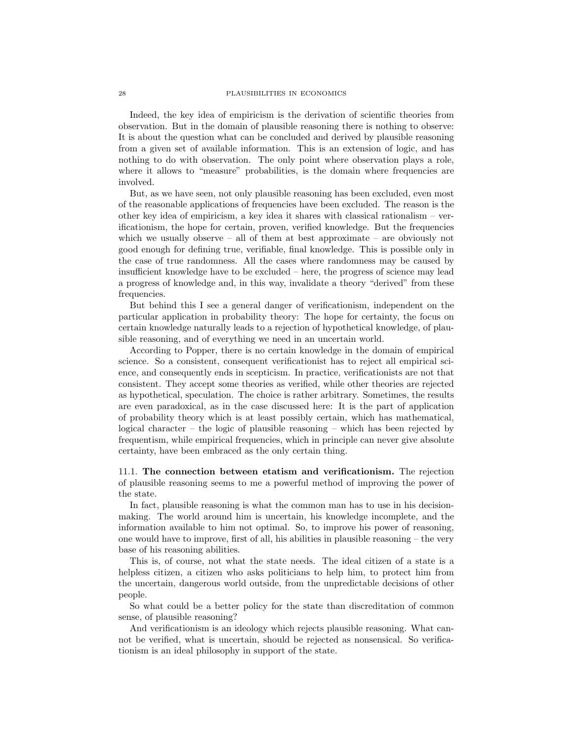Indeed, the key idea of empiricism is the derivation of scientific theories from observation. But in the domain of plausible reasoning there is nothing to observe: It is about the question what can be concluded and derived by plausible reasoning from a given set of available information. This is an extension of logic, and has nothing to do with observation. The only point where observation plays a role, where it allows to "measure" probabilities, is the domain where frequencies are involved.

But, as we have seen, not only plausible reasoning has been excluded, even most of the reasonable applications of frequencies have been excluded. The reason is the other key idea of empiricism, a key idea it shares with classical rationalism – verificationism, the hope for certain, proven, verified knowledge. But the frequencies which we usually observe – all of them at best approximate – are obviously not good enough for defining true, verifiable, final knowledge. This is possible only in the case of true randomness. All the cases where randomness may be caused by insufficient knowledge have to be excluded – here, the progress of science may lead a progress of knowledge and, in this way, invalidate a theory "derived" from these frequencies.

But behind this I see a general danger of verificationism, independent on the particular application in probability theory: The hope for certainty, the focus on certain knowledge naturally leads to a rejection of hypothetical knowledge, of plausible reasoning, and of everything we need in an uncertain world.

According to Popper, there is no certain knowledge in the domain of empirical science. So a consistent, consequent verificationist has to reject all empirical science, and consequently ends in scepticism. In practice, verificationists are not that consistent. They accept some theories as verified, while other theories are rejected as hypothetical, speculation. The choice is rather arbitrary. Sometimes, the results are even paradoxical, as in the case discussed here: It is the part of application of probability theory which is at least possibly certain, which has mathematical, logical character – the logic of plausible reasoning – which has been rejected by frequentism, while empirical frequencies, which in principle can never give absolute certainty, have been embraced as the only certain thing.

11.1. **The connection between etatism and verificationism.** The rejection of plausible reasoning seems to me a powerful method of improving the power of the state.

In fact, plausible reasoning is what the common man has to use in his decision-making. The world around him is uncertain, his knowledge incomplete, and the information available to him not optimal. So, to improve his power of reasoning, one would have to improve, first of all, his abilities in plausible reasoning – the very base of his reasoning abilities.

This is, of course, not what the state needs. The ideal citizen of a state is a helpless citizen, a citizen who asks politicians to help him, to protect him from the uncertain, dangerous world outside, from the unpredictable decisions of other people.

So what could be a better policy for the state than discreditation of common sense, of plausible reasoning?

And verificationism is an ideology which rejects plausible reasoning. What cannot be verified, what is uncertain, should be rejected as nonsensical. So verificationism is an ideal philosophy in support of the state.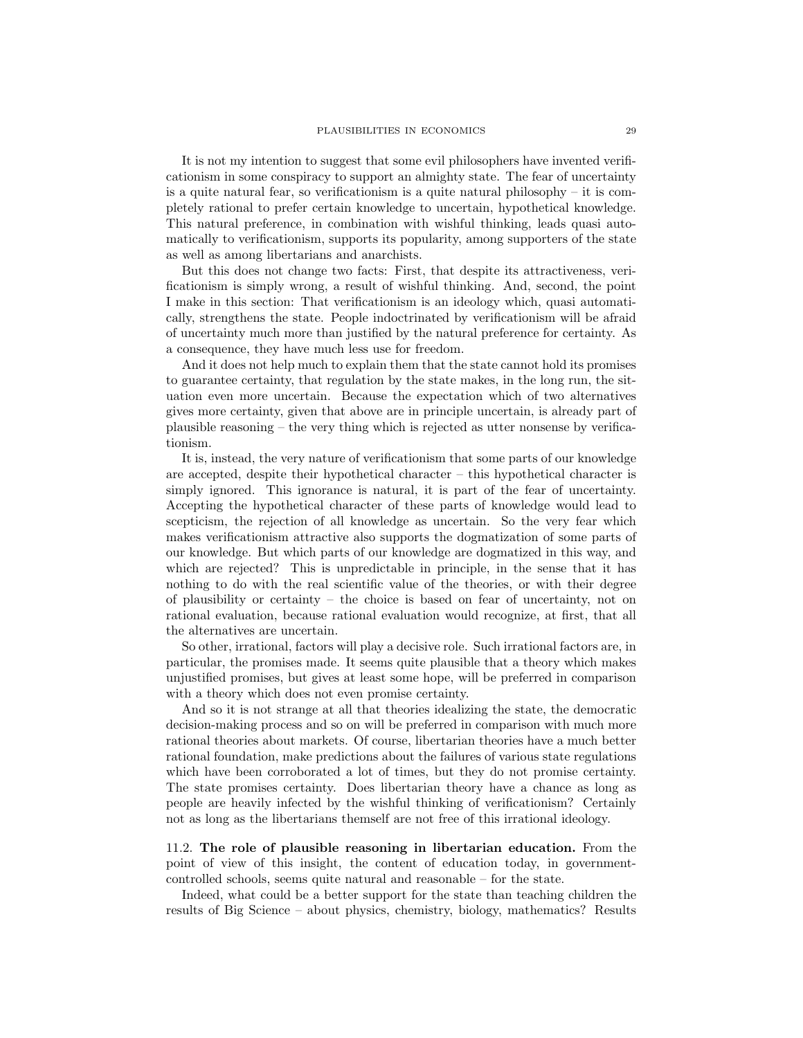It is not my intention to suggest that some evil philosophers have invented verificationism in some conspiracy to support an almighty state. The fear of uncertainty is a quite natural fear, so verificationism is a quite natural philosophy – it is completely rational to prefer certain knowledge to uncertain, hypothetical knowledge. This natural preference, in combination with wishful thinking, leads quasi automatically to verificationism, supports its popularity, among supporters of the state as well as among libertarians and anarchists.

But this does not change two facts: First, that despite its attractiveness, verificationism is simply wrong, a result of wishful thinking. And, second, the point I make in this section: That verificationism is an ideology which, quasi automatically, strengthens the state. People indoctrinated by verificationism will be afraid of uncertainty much more than justified by the natural preference for certainty. As a consequence, they have much less use for freedom.

And it does not help much to explain them that the state cannot hold its promises to guarantee certainty, that regulation by the state makes, in the long run, the situation even more uncertain. Because the expectation which of two alternatives gives more certainty, given that above are in principle uncertain, is already part of plausible reasoning – the very thing which is rejected as utter nonsense by verificationism.

It is, instead, the very nature of verificationism that some parts of our knowledge are accepted, despite their hypothetical character – this hypothetical character is simply ignored. This ignorance is natural, it is part of the fear of uncertainty. Accepting the hypothetical character of these parts of knowledge would lead to scepticism, the rejection of all knowledge as uncertain. So the very fear which makes verificationism attractive also supports the dogmatization of some parts of our knowledge. But which parts of our knowledge are dogmatized in this way, and which are rejected? This is unpredictable in principle, in the sense that it has nothing to do with the real scientific value of the theories, or with their degree of plausibility or certainty – the choice is based on fear of uncertainty, not on rational evaluation, because rational evaluation would recognize, at first, that all the alternatives are uncertain.

So other, irrational, factors will play a decisive role. Such irrational factors are, in particular, the promises made. It seems quite plausible that a theory which makes unjustified promises, but gives at least some hope, will be preferred in comparison with a theory which does not even promise certainty.

And so it is not strange at all that theories idealizing the state, the democratic decision-making process and so on will be preferred in comparison with much more rational theories about markets. Of course, libertarian theories have a much better rational foundation, make predictions about the failures of various state regulations which have been corroborated a lot of times, but they do not promise certainty. The state promises certainty. Does libertarian theory have a chance as long as people are heavily infected by the wishful thinking of verificationism? Certainly not as long as the libertarians themself are not free of this irrational ideology.

11.2. **The role of plausible reasoning in libertarian education.** From the point of view of this insight, the content of education today, in government-controlled schools, seems quite natural and reasonable – for the state.

Indeed, what could be a better support for the state than teaching children the results of Big Science – about physics, chemistry, biology, mathematics? Results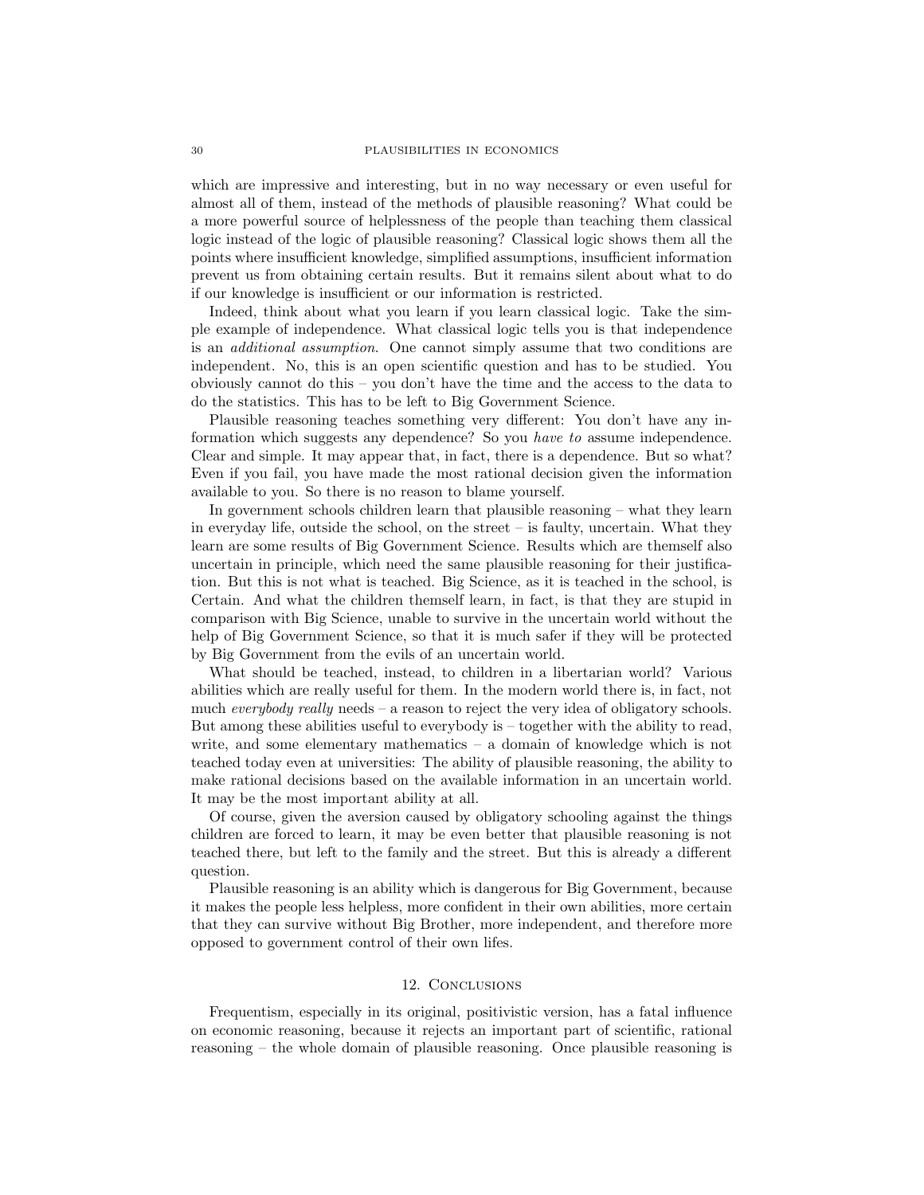which are impressive and interesting, but in no way necessary or even useful for almost all of them, instead of the methods of plausible reasoning? What could be a more powerful source of helplessness of the people than teaching them classical logic instead of the logic of plausible reasoning? Classical logic shows them all the points where insufficient knowledge, simplified assumptions, insufficient information prevent us from obtaining certain results. But it remains silent about what to do if our knowledge is insufficient or our information is restricted.

Indeed, think about what you learn if you learn classical logic. Take the simple example of independence. What classical logic tells you is that independence is an *additional assumption*. One cannot simply assume that two conditions are independent. No, this is an open scientific question and has to be studied. You obviously cannot do this – you don't have the time and the access to the data to do the statistics. This has to be left to Big Government Science.

Plausible reasoning teaches something very different: You don't have any information which suggests any dependence? So you *have to* assume independence. Clear and simple. It may appear that, in fact, there is a dependence. But so what? Even if you fail, you have made the most rational decision given the information available to you. So there is no reason to blame yourself.

In government schools children learn that plausible reasoning – what they learn in everyday life, outside the school, on the street – is faulty, uncertain. What they learn are some results of Big Government Science. Results which are themself also uncertain in principle, which need the same plausible reasoning for their justification. But this is not what is teached. Big Science, as it is teached in the school, is Certain. And what the children themself learn, in fact, is that they are stupid in comparison with Big Science, unable to survive in the uncertain world without the help of Big Government Science, so that it is much safer if they will be protected by Big Government from the evils of an uncertain world.

What should be teached, instead, to children in a libertarian world? Various abilities which are really useful for them. In the modern world there is, in fact, not much *everybody really* needs – a reason to reject the very idea of obligatory schools. But among these abilities useful to everybody is – together with the ability to read, write, and some elementary mathematics – a domain of knowledge which is not teached today even at universities: The ability of plausible reasoning, the ability to make rational decisions based on the available information in an uncertain world. It may be the most important ability at all.

Of course, given the aversion caused by obligatory schooling against the things children are forced to learn, it may be even better that plausible reasoning is not teached there, but left to the family and the street. But this is already a different question.

Plausible reasoning is an ability which is dangerous for Big Government, because it makes the people less helpless, more confident in their own abilities, more certain that they can survive without Big Brother, more independent, and therefore more opposed to government control of their own lifes.

## 12. Conclusions

Frequentism, especially in its original, positivistic version, has a fatal influence on economic reasoning, because it rejects an important part of scientific, rational reasoning – the whole domain of plausible reasoning. Once plausible reasoning is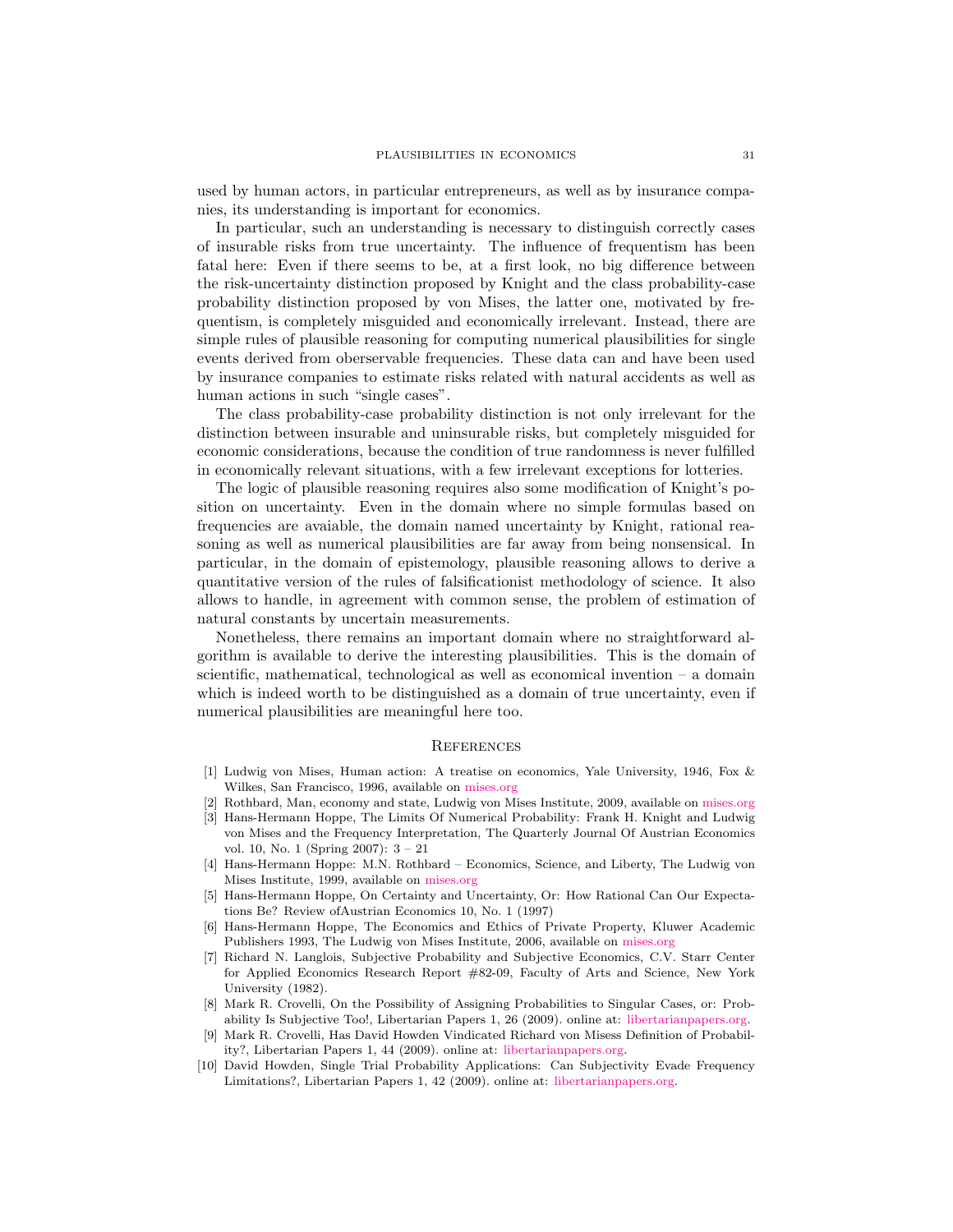used by human actors, in particular entrepreneurs, as well as by insurance companies, its understanding is important for economics.

In particular, such an understanding is necessary to distinguish correctly cases of insurable risks from true uncertainty. The influence of frequentism has been fatal here: Even if there seems to be, at a first look, no big difference between the risk-uncertainty distinction proposed by Knight and the class probability-case probability distinction proposed by von Mises, the latter one, motivated by frequentism, is completely misguided and economically irrelevant. Instead, there are simple rules of plausible reasoning for computing numerical plausibilities for single events derived from oberservable frequencies. These data can and have been used by insurance companies to estimate risks related with natural accidents as well as human actions in such "single cases".

The class probability-case probability distinction is not only irrelevant for the distinction between insurable and uninsurable risks, but completely misguided for economic considerations, because the condition of true randomness is never fulfilled in economically relevant situations, with a few irrelevant exceptions for lotteries.

The logic of plausible reasoning requires also some modification of Knight's position on uncertainty. Even in the domain where no simple formulas based on frequencies are avaiable, the domain named uncertainty by Knight, rational reasoning as well as numerical plausibilities are far away from being nonsensical. In particular, in the domain of epistemology, plausible reasoning allows to derive a quantitative version of the rules of falsificationist methodology of science. It also allows to handle, in agreement with common sense, the problem of estimation of natural constants by uncertain measurements.

Nonetheless, there remains an important domain where no straightforward algorithm is available to derive the interesting plausibilities. This is the domain of scientific, mathematical, technological as well as economical invention – a domain which is indeed worth to be distinguished as a domain of true uncertainty, even if numerical plausibilities are meaningful here too.

## References

[1] Ludwig von Mises, Human action: A treatise on economics, Yale University, 1946, Fox & Wilkes, San Francisco, 1996, available on mises.org

[2] Rothbard, Man, economy and state, Ludwig von Mises Institute, 2009, available on mises.org

[3] Hans-Hermann Hoppe, The Limits Of Numerical Probability: Frank H. Knight and Ludwig von Mises and the Frequency Interpretation, The Quarterly Journal Of Austrian Economics vol. 10, No. 1 (Spring 2007): 3 – 21

[4] Hans-Hermann Hoppe: M.N. Rothbard – Economics, Science, and Liberty, The Ludwig von Mises Institute, 1999, available on mises.org

[5] Hans-Hermann Hoppe, On Certainty and Uncertainty, Or: How Rational Can Our Expectations Be? Review ofAustrian Economics 10, No. 1 (1997)

[6] Hans-Hermann Hoppe, The Economics and Ethics of Private Property, Kluwer Academic Publishers 1993, The Ludwig von Mises Institute, 2006, available on mises.org

[7] Richard N. Langlois, Subjective Probability and Subjective Economics, C.V. Starr Center for Applied Economics Research Report #82-09, Faculty of Arts and Science, New York University (1982).

[8] Mark R. Crovelli, On the Possibility of Assigning Probabilities to Singular Cases, or: Probability Is Subjective Too!, Libertarian Papers 1, 26 (2009). online at: libertarianpapers.org.

[9] Mark R. Crovelli, Has David Howden Vindicated Richard von Misess Definition of Probability?, Libertarian Papers 1, 44 (2009). online at: libertarianpapers.org.

[10] David Howden, Single Trial Probability Applications: Can Subjectivity Evade Frequency Limitations?, Libertarian Papers 1, 42 (2009). online at: libertarianpapers.org.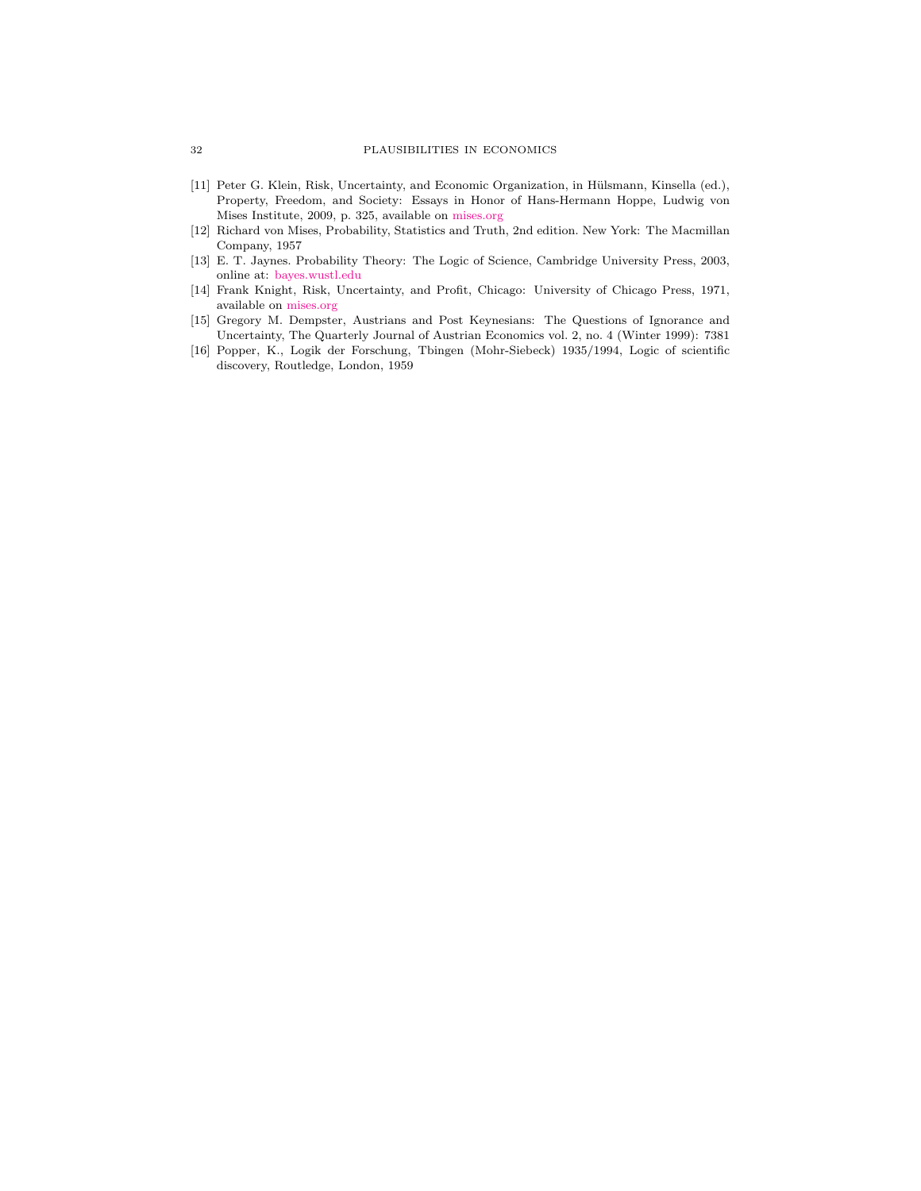[11] Peter G. Klein, Risk, Uncertainty, and Economic Organization, in Hülsmann, Kinsella (ed.), Property, Freedom, and Society: Essays in Honor of Hans-Hermann Hoppe, Ludwig von Mises Institute, 2009, p. 325, available on mises.org

[12] Richard von Mises, Probability, Statistics and Truth, 2nd edition. New York: The Macmillan Company, 1957

[13] E. T. Jaynes. Probability Theory: The Logic of Science, Cambridge University Press, 2003, online at: bayes.wustl.edu

[14] Frank Knight, Risk, Uncertainty, and Profit, Chicago: University of Chicago Press, 1971, available on mises.org

[15] Gregory M. Dempster, Austrians and Post Keynesians: The Questions of Ignorance and Uncertainty, The Quarterly Journal of Austrian Economics vol. 2, no. 4 (Winter 1999): 7381

[16] Popper, K., Logik der Forschung, Tbingen (Mohr-Siebeck) 1935/1994, Logic of scientific discovery, Routledge, London, 1959